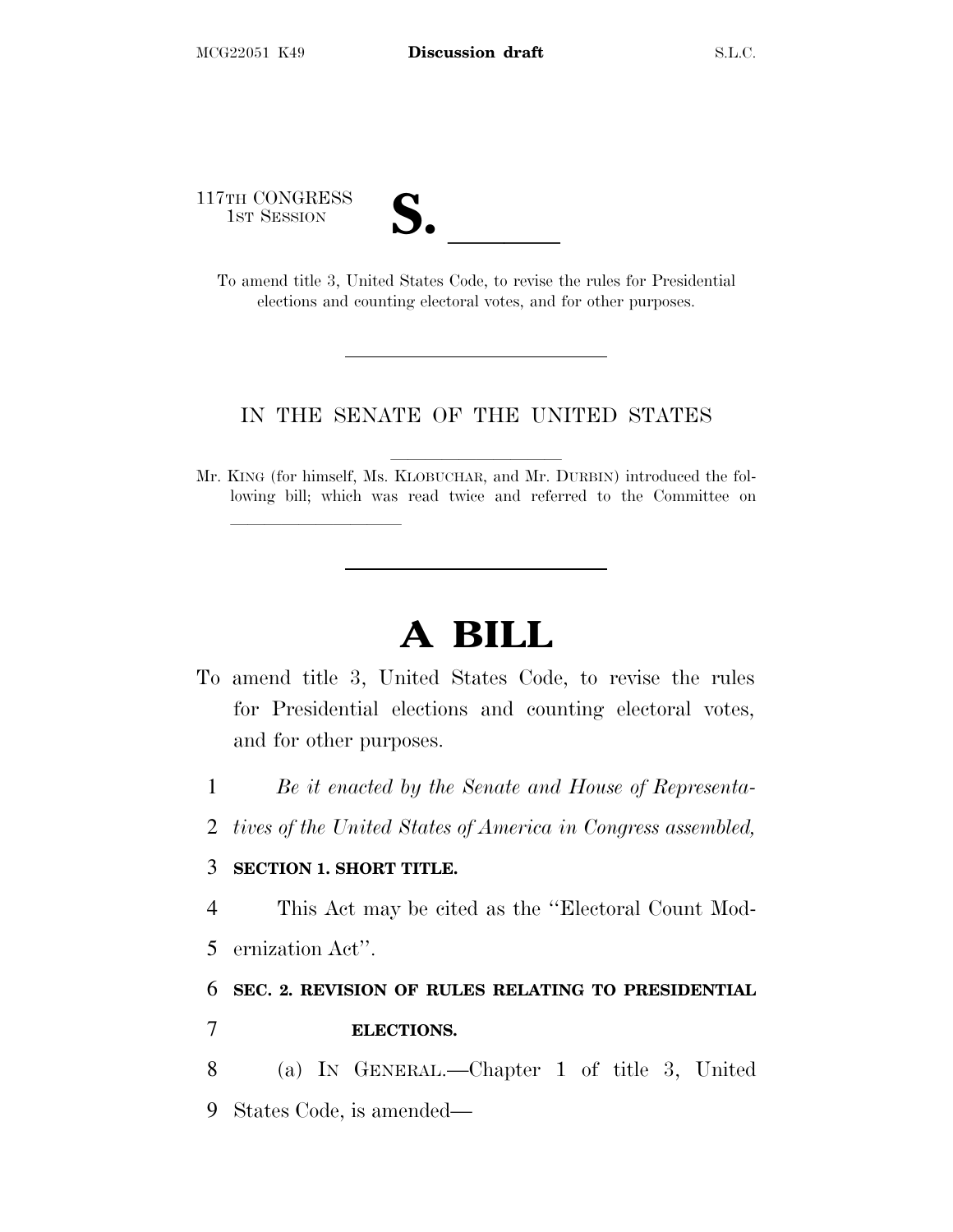117TH CONGRESS
1ST SESSION

# S. ______

To amend title 3, United States Code, to revise the rules for Presidential elections and counting electoral votes, and for other purposes.

---

IN THE SENATE OF THE UNITED STATES

Mr. KING (for himself, Ms. KLOBUCHAR, and Mr. DURBIN) introduced the following bill; which was read twice and referred to the Committee on ______

---

# A BILL

To amend title 3, United States Code, to revise the rules for Presidential elections and counting electoral votes, and for other purposes.

1 *Be it enacted by the Senate and House of Representa-*
2 *tives of the United States of America in Congress assembled,*

3 **SECTION 1. SHORT TITLE.**

4 This Act may be cited as the "Electoral Count Mod-
5 ernization Act".

6 **SEC. 2. REVISION OF RULES RELATING TO PRESIDENTIAL**
7 **ELECTIONS.**

8 (a) IN GENERAL.—Chapter 1 of title 3, United
9 States Code, is amended—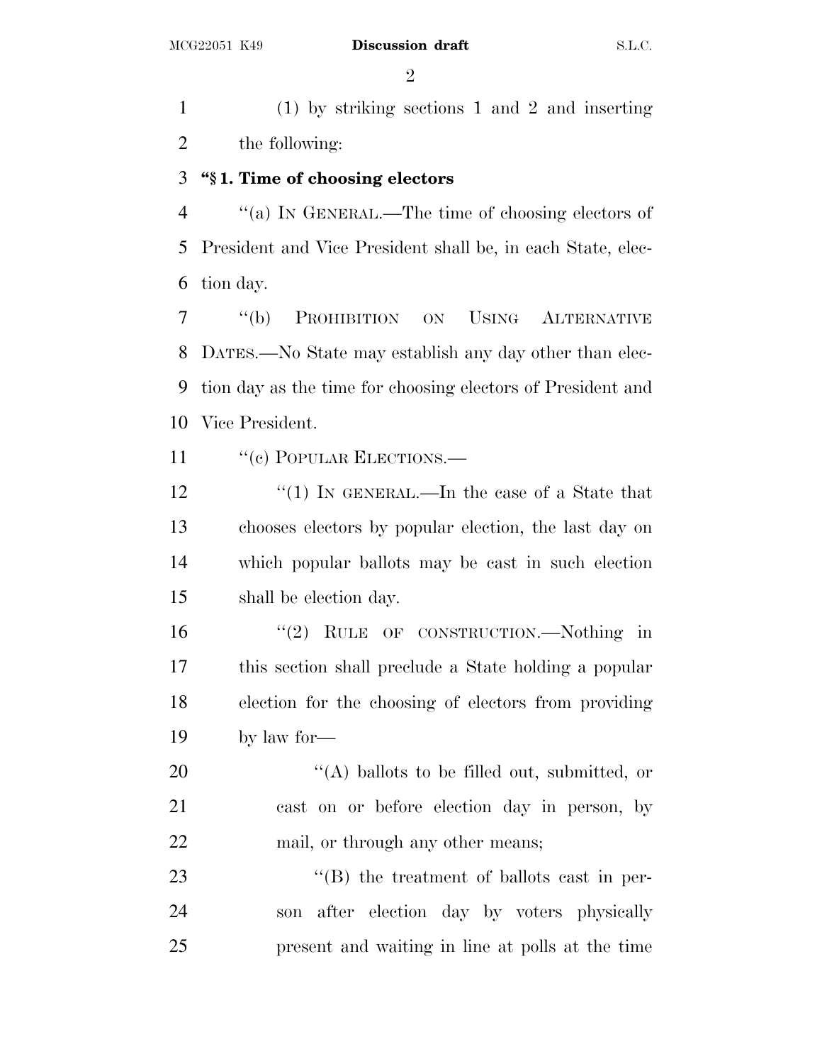(1) by striking sections 1 and 2 and inserting the following:

**"§ 1. Time of choosing electors**

"(a) IN GENERAL.—The time of choosing electors of President and Vice President shall be, in each State, election day.

"(b) PROHIBITION ON USING ALTERNATIVE DATES.—No State may establish any day other than election day as the time for choosing electors of President and Vice President.

"(c) POPULAR ELECTIONS.—

"(1) IN GENERAL.—In the case of a State that chooses electors by popular election, the last day on which popular ballots may be cast in such election shall be election day.

"(2) RULE OF CONSTRUCTION.—Nothing in this section shall preclude a State holding a popular election for the choosing of electors from providing by law for—

"(A) ballots to be filled out, submitted, or cast on or before election day in person, by mail, or through any other means;

"(B) the treatment of ballots cast in person after election day by voters physically present and waiting in line at polls at the time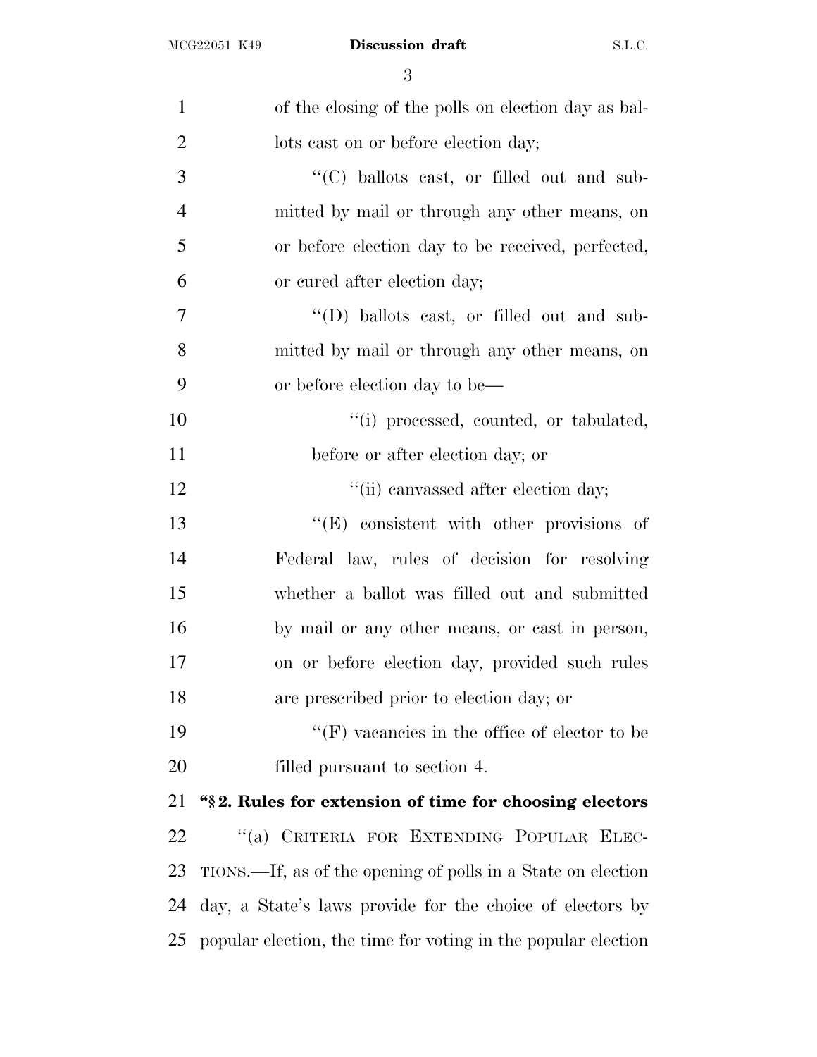of the closing of the polls on election day as ballots cast on or before election day;

''(C) ballots cast, or filled out and submitted by mail or through any other means, on or before election day to be received, perfected, or cured after election day;

''(D) ballots cast, or filled out and submitted by mail or through any other means, on or before election day to be—

''(i) processed, counted, or tabulated, before or after election day; or

''(ii) canvassed after election day;

''(E) consistent with other provisions of Federal law, rules of decision for resolving whether a ballot was filled out and submitted by mail or any other means, or cast in person, on or before election day, provided such rules are prescribed prior to election day; or

''(F) vacancies in the office of elector to be filled pursuant to section 4.

**''§ 2. Rules for extension of time for choosing electors**

''(a) CRITERIA FOR EXTENDING POPULAR ELECTIONS.—If, as of the opening of polls in a State on election day, a State's laws provide for the choice of electors by popular election, the time for voting in the popular election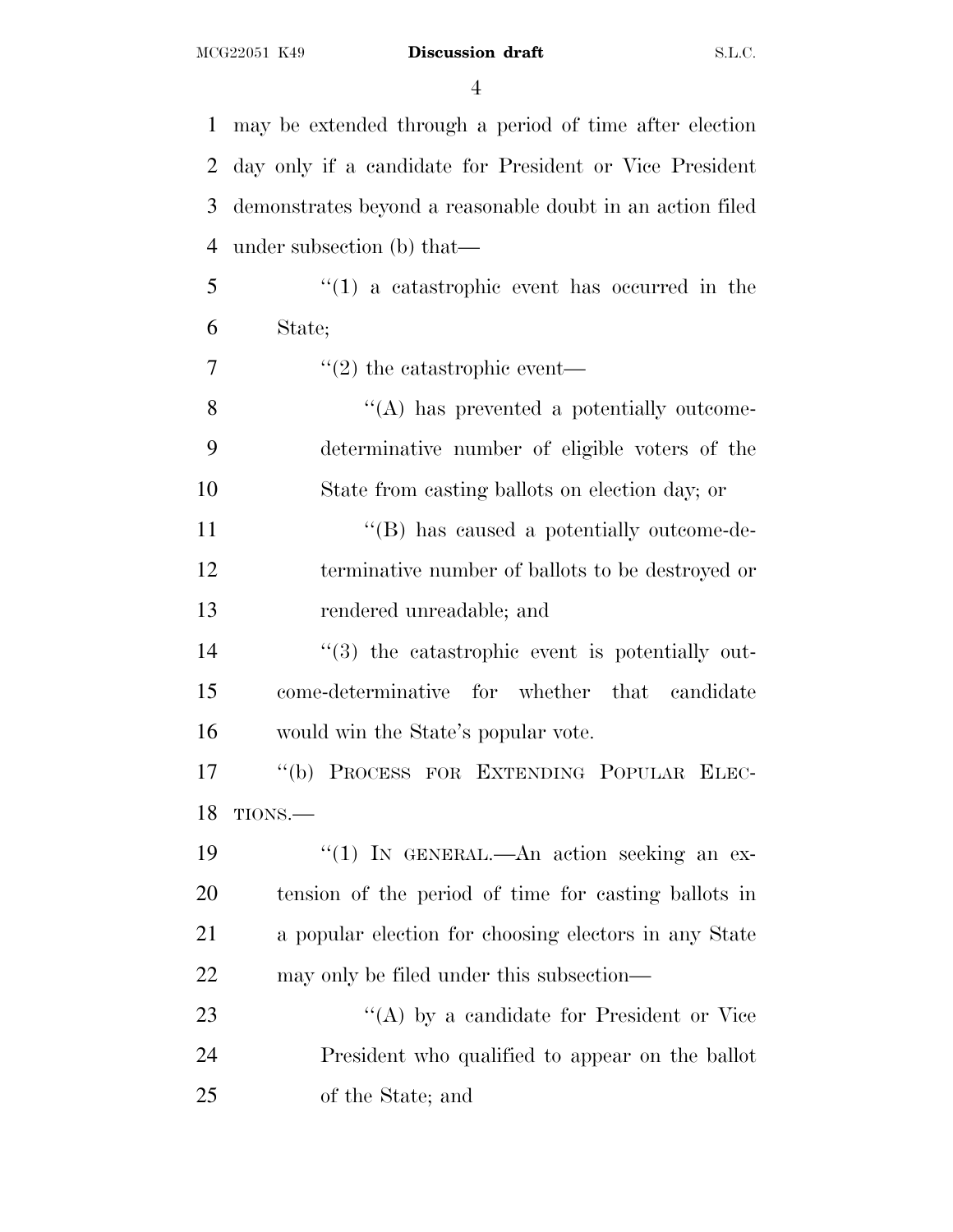may be extended through a period of time after election day only if a candidate for President or Vice President demonstrates beyond a reasonable doubt in an action filed under subsection (b) that—

"(1) a catastrophic event has occurred in the State;

"(2) the catastrophic event—

"(A) has prevented a potentially outcome-determinative number of eligible voters of the State from casting ballots on election day; or

"(B) has caused a potentially outcome-determinative number of ballots to be destroyed or rendered unreadable; and

"(3) the catastrophic event is potentially outcome-determinative for whether that candidate would win the State's popular vote.

"(b) PROCESS FOR EXTENDING POPULAR ELECTIONS.—

"(1) IN GENERAL.—An action seeking an extension of the period of time for casting ballots in a popular election for choosing electors in any State may only be filed under this subsection—

"(A) by a candidate for President or Vice President who qualified to appear on the ballot of the State; and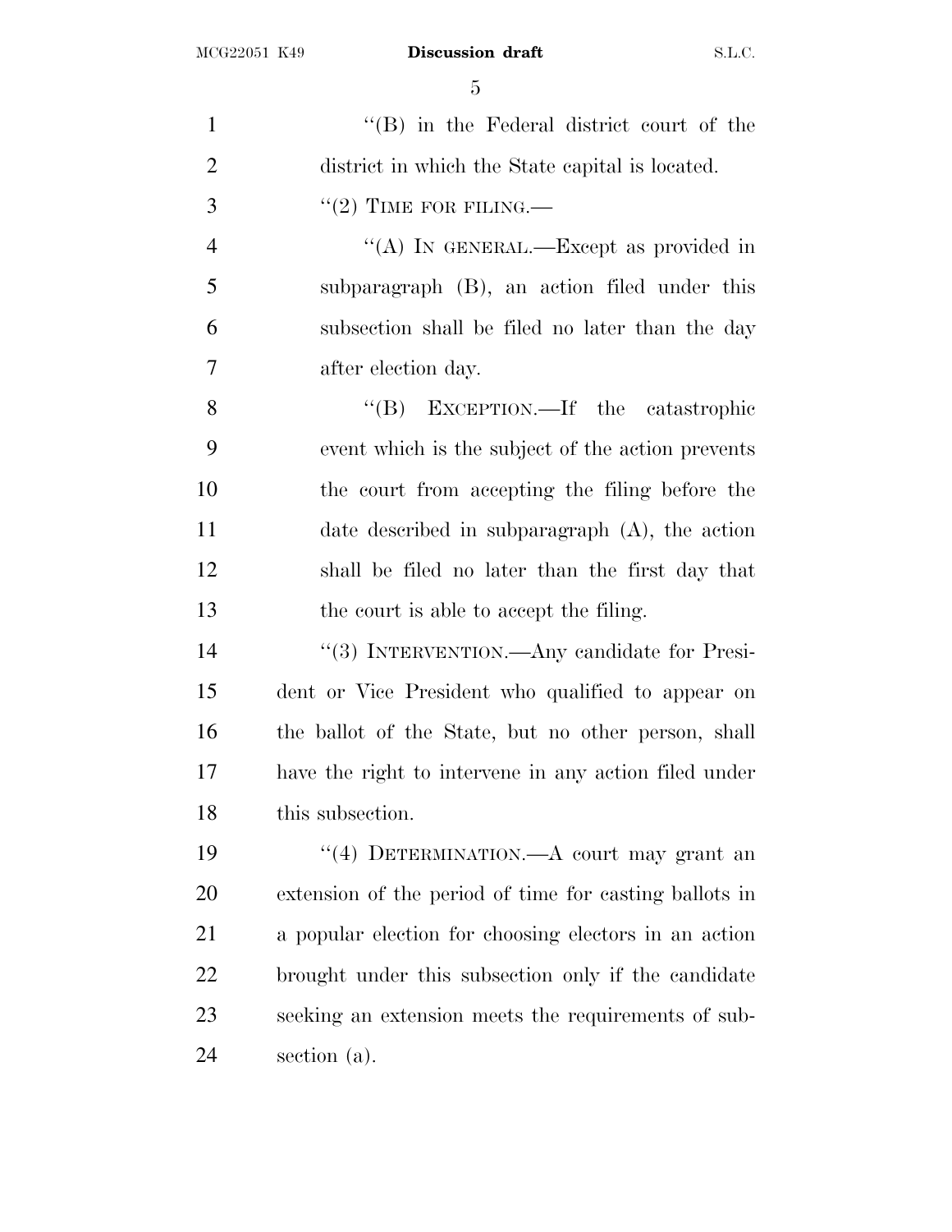''(B) in the Federal district court of the district in which the State capital is located.

''(2) TIME FOR FILING.—

''(A) IN GENERAL.—Except as provided in subparagraph (B), an action filed under this subsection shall be filed no later than the day after election day.

''(B) EXCEPTION.—If the catastrophic event which is the subject of the action prevents the court from accepting the filing before the date described in subparagraph (A), the action shall be filed no later than the first day that the court is able to accept the filing.

''(3) INTERVENTION.—Any candidate for President or Vice President who qualified to appear on the ballot of the State, but no other person, shall have the right to intervene in any action filed under this subsection.

''(4) DETERMINATION.—A court may grant an extension of the period of time for casting ballots in a popular election for choosing electors in an action brought under this subsection only if the candidate seeking an extension meets the requirements of subsection (a).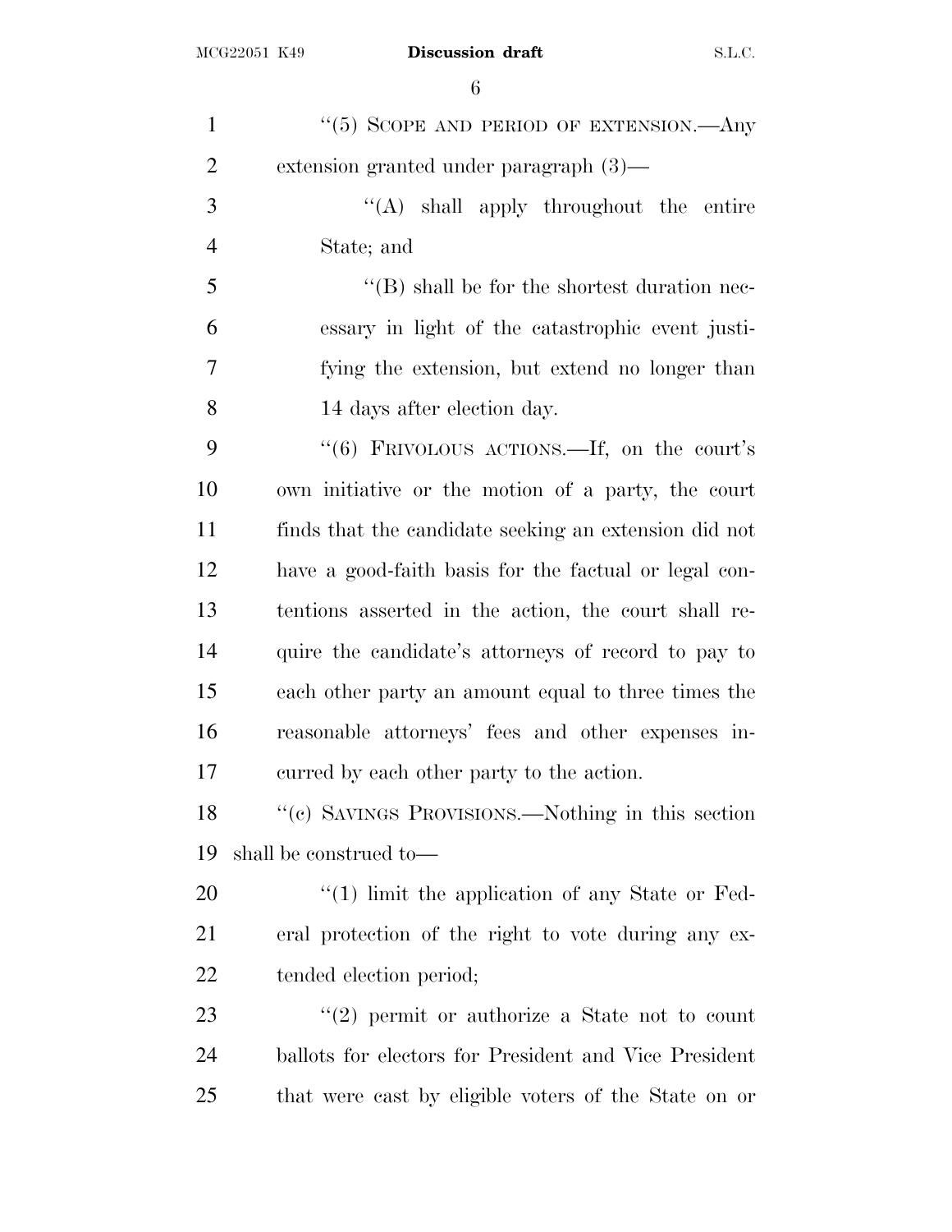"(5) SCOPE AND PERIOD OF EXTENSION.—Any extension granted under paragraph (3)—

"(A) shall apply throughout the entire State; and

"(B) shall be for the shortest duration necessary in light of the catastrophic event justifying the extension, but extend no longer than 14 days after election day.

"(6) FRIVOLOUS ACTIONS.—If, on the court's own initiative or the motion of a party, the court finds that the candidate seeking an extension did not have a good-faith basis for the factual or legal contentions asserted in the action, the court shall require the candidate's attorneys of record to pay to each other party an amount equal to three times the reasonable attorneys' fees and other expenses incurred by each other party to the action.

"(c) SAVINGS PROVISIONS.—Nothing in this section shall be construed to—

"(1) limit the application of any State or Federal protection of the right to vote during any extended election period;

"(2) permit or authorize a State not to count ballots for electors for President and Vice President that were cast by eligible voters of the State on or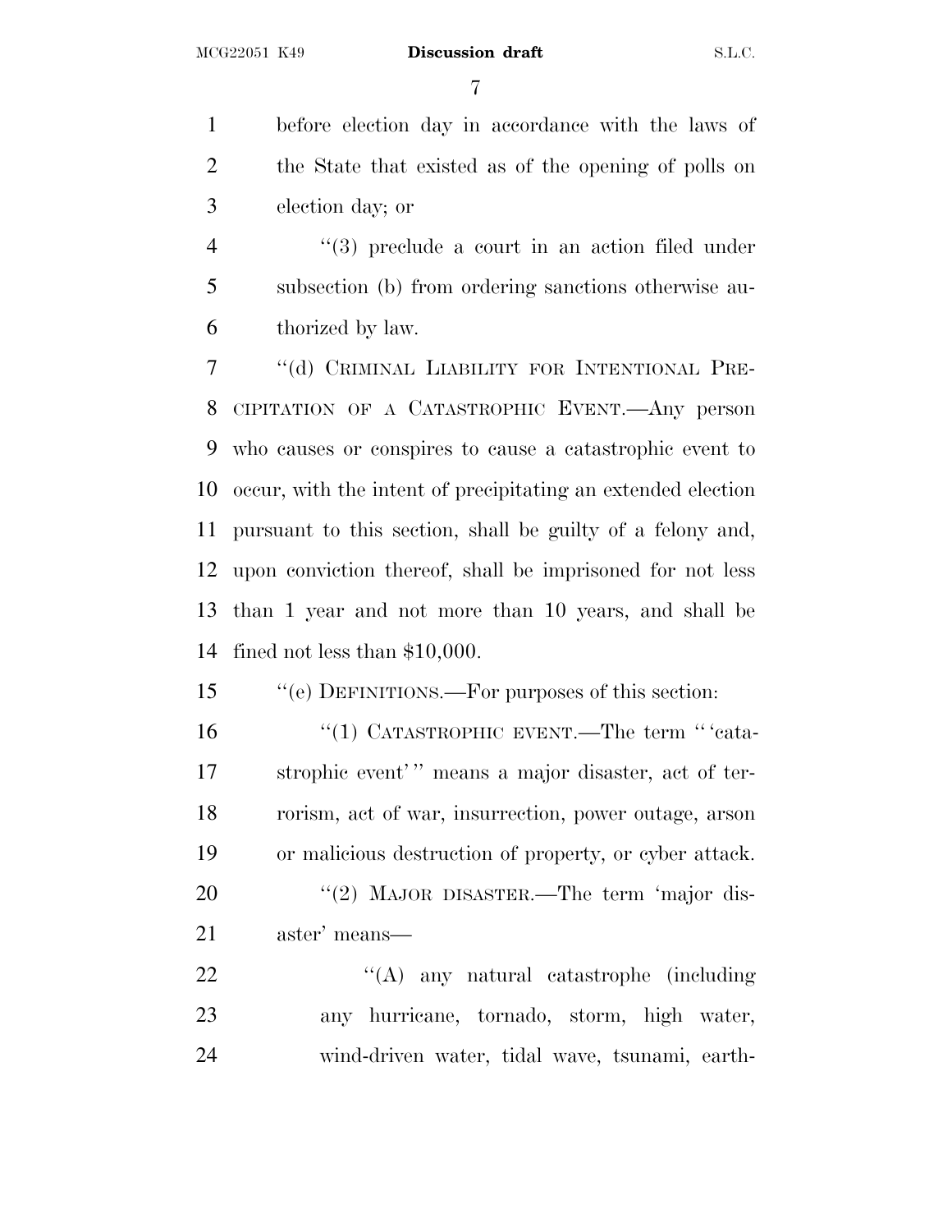before election day in accordance with the laws of the State that existed as of the opening of polls on election day; or

''(3) preclude a court in an action filed under subsection (b) from ordering sanctions otherwise authorized by law.

''(d) CRIMINAL LIABILITY FOR INTENTIONAL PRECIPITATION OF A CATASTROPHIC EVENT.—Any person who causes or conspires to cause a catastrophic event to occur, with the intent of precipitating an extended election pursuant to this section, shall be guilty of a felony and, upon conviction thereof, shall be imprisoned for not less than 1 year and not more than 10 years, and shall be fined not less than $10,000.

''(e) DEFINITIONS.—For purposes of this section:

''(1) CATASTROPHIC EVENT.—The term '' 'catastrophic event' '' means a major disaster, act of terrorism, act of war, insurrection, power outage, arson or malicious destruction of property, or cyber attack.

''(2) MAJOR DISASTER.—The term 'major disaster' means—

''(A) any natural catastrophe (including any hurricane, tornado, storm, high water, wind-driven water, tidal wave, tsunami, earth-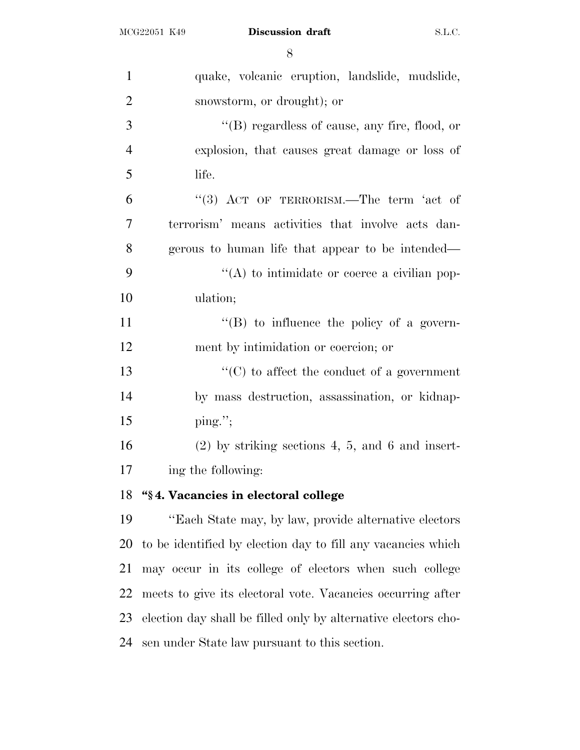quake, volcanic eruption, landslide, mudslide, snowstorm, or drought); or

"(B) regardless of cause, any fire, flood, or explosion, that causes great damage or loss of life.

"(3) ACT OF TERRORISM.—The term 'act of terrorism' means activities that involve acts dangerous to human life that appear to be intended—

"(A) to intimidate or coerce a civilian population;

"(B) to influence the policy of a government by intimidation or coercion; or

"(C) to affect the conduct of a government by mass destruction, assassination, or kidnapping.";

(2) by striking sections 4, 5, and 6 and inserting the following:

**"§ 4. Vacancies in electoral college**

"Each State may, by law, provide alternative electors to be identified by election day to fill any vacancies which may occur in its college of electors when such college meets to give its electoral vote. Vacancies occurring after election day shall be filled only by alternative electors chosen under State law pursuant to this section.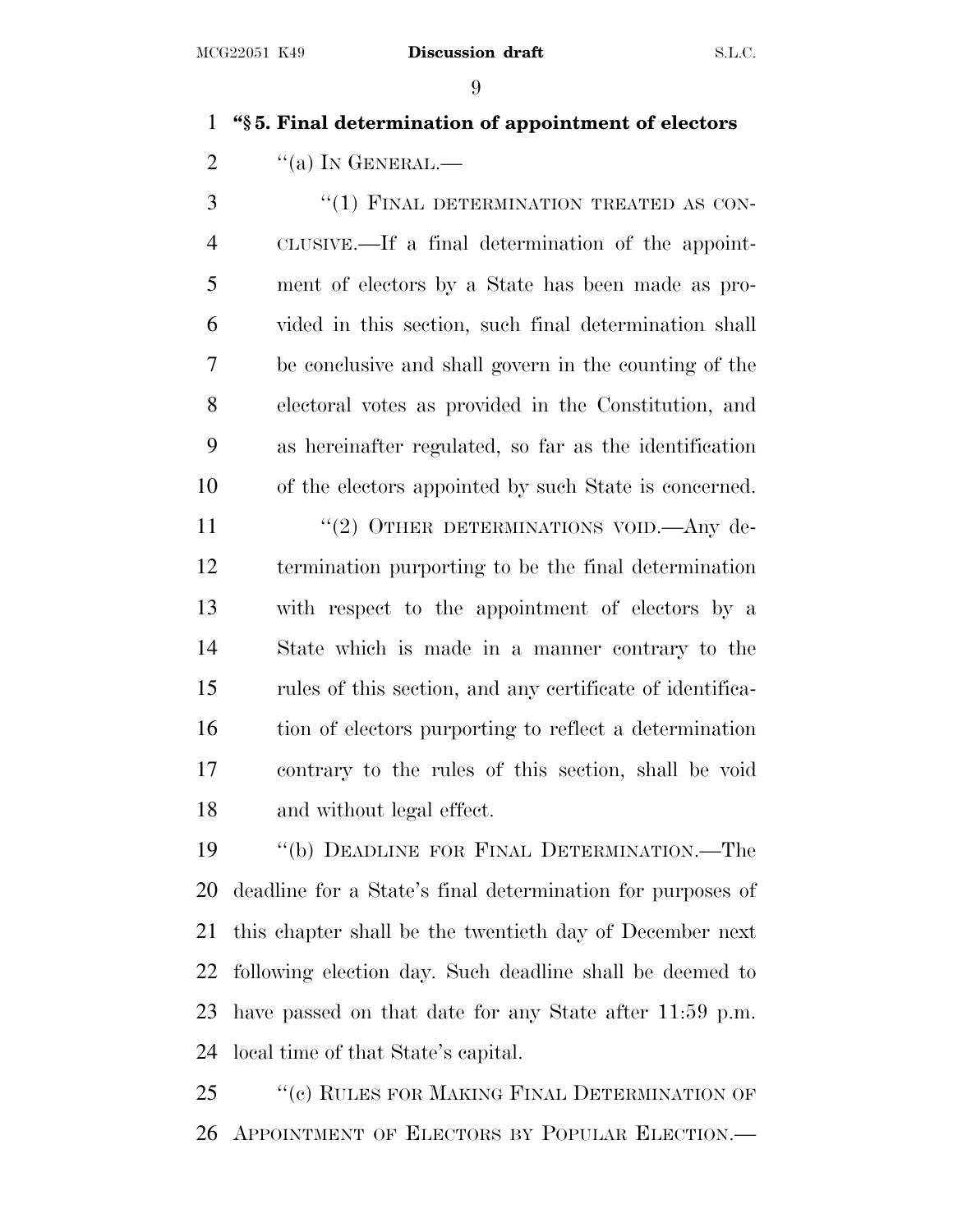**"§ 5. Final determination of appointment of electors**

"(a) IN GENERAL.—

"(1) FINAL DETERMINATION TREATED AS CONCLUSIVE.—If a final determination of the appointment of electors by a State has been made as provided in this section, such final determination shall be conclusive and shall govern in the counting of the electoral votes as provided in the Constitution, and as hereinafter regulated, so far as the identification of the electors appointed by such State is concerned.

"(2) OTHER DETERMINATIONS VOID.—Any determination purporting to be the final determination with respect to the appointment of electors by a State which is made in a manner contrary to the rules of this section, and any certificate of identification of electors purporting to reflect a determination contrary to the rules of this section, shall be void and without legal effect.

"(b) DEADLINE FOR FINAL DETERMINATION.—The deadline for a State's final determination for purposes of this chapter shall be the twentieth day of December next following election day. Such deadline shall be deemed to have passed on that date for any State after 11:59 p.m. local time of that State's capital.

"(c) RULES FOR MAKING FINAL DETERMINATION OF APPOINTMENT OF ELECTORS BY POPULAR ELECTION.—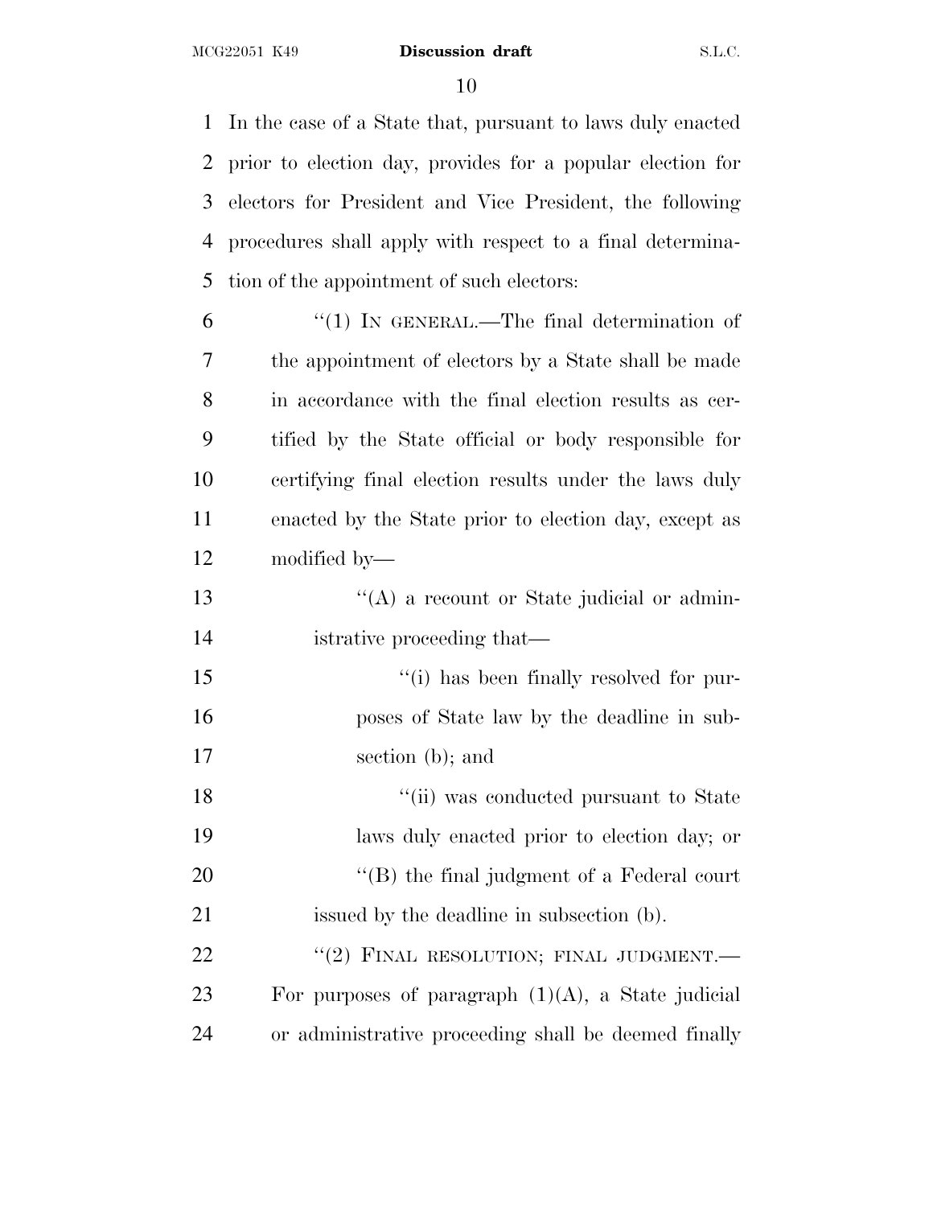In the case of a State that, pursuant to laws duly enacted prior to election day, provides for a popular election for electors for President and Vice President, the following procedures shall apply with respect to a final determination of the appointment of such electors:

"(1) IN GENERAL.—The final determination of the appointment of electors by a State shall be made in accordance with the final election results as certified by the State official or body responsible for certifying final election results under the laws duly enacted by the State prior to election day, except as modified by—

"(A) a recount or State judicial or administrative proceeding that—

"(i) has been finally resolved for purposes of State law by the deadline in subsection (b); and

"(ii) was conducted pursuant to State laws duly enacted prior to election day; or

"(B) the final judgment of a Federal court issued by the deadline in subsection (b).

"(2) FINAL RESOLUTION; FINAL JUDGMENT.—For purposes of paragraph (1)(A), a State judicial or administrative proceeding shall be deemed finally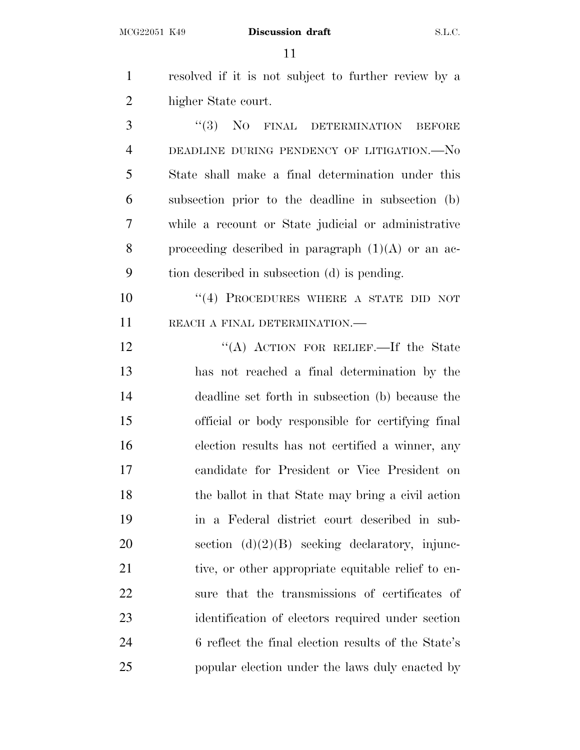resolved if it is not subject to further review by a higher State court.

"(3) NO FINAL DETERMINATION BEFORE DEADLINE DURING PENDENCY OF LITIGATION.—No State shall make a final determination under this subsection prior to the deadline in subsection (b) while a recount or State judicial or administrative proceeding described in paragraph (1)(A) or an action described in subsection (d) is pending.

"(4) PROCEDURES WHERE A STATE DID NOT REACH A FINAL DETERMINATION.—

"(A) ACTION FOR RELIEF.—If the State has not reached a final determination by the deadline set forth in subsection (b) because the official or body responsible for certifying final election results has not certified a winner, any candidate for President or Vice President on the ballot in that State may bring a civil action in a Federal district court described in subsection (d)(2)(B) seeking declaratory, injunctive, or other appropriate equitable relief to ensure that the transmissions of certificates of identification of electors required under section 6 reflect the final election results of the State's popular election under the laws duly enacted by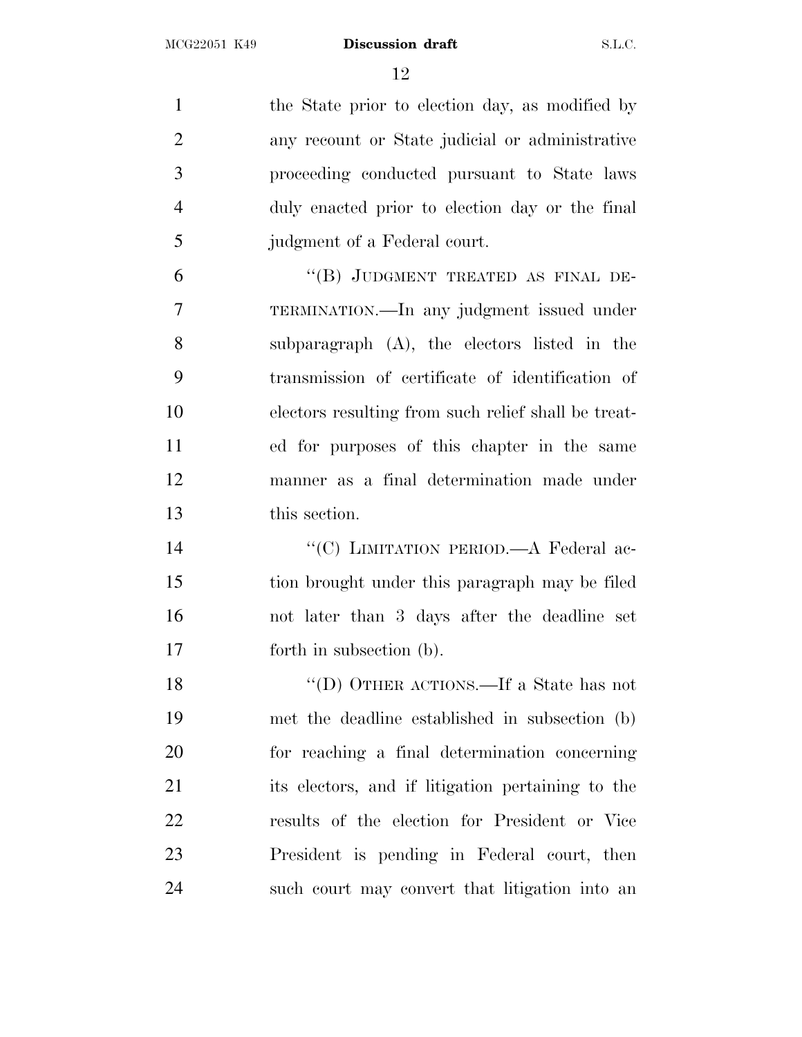the State prior to election day, as modified by any recount or State judicial or administrative proceeding conducted pursuant to State laws duly enacted prior to election day or the final judgment of a Federal court.

"(B) JUDGMENT TREATED AS FINAL DETERMINATION.—In any judgment issued under subparagraph (A), the electors listed in the transmission of certificate of identification of electors resulting from such relief shall be treated for purposes of this chapter in the same manner as a final determination made under this section.

"(C) LIMITATION PERIOD.—A Federal action brought under this paragraph may be filed not later than 3 days after the deadline set forth in subsection (b).

"(D) OTHER ACTIONS.—If a State has not met the deadline established in subsection (b) for reaching a final determination concerning its electors, and if litigation pertaining to the results of the election for President or Vice President is pending in Federal court, then such court may convert that litigation into an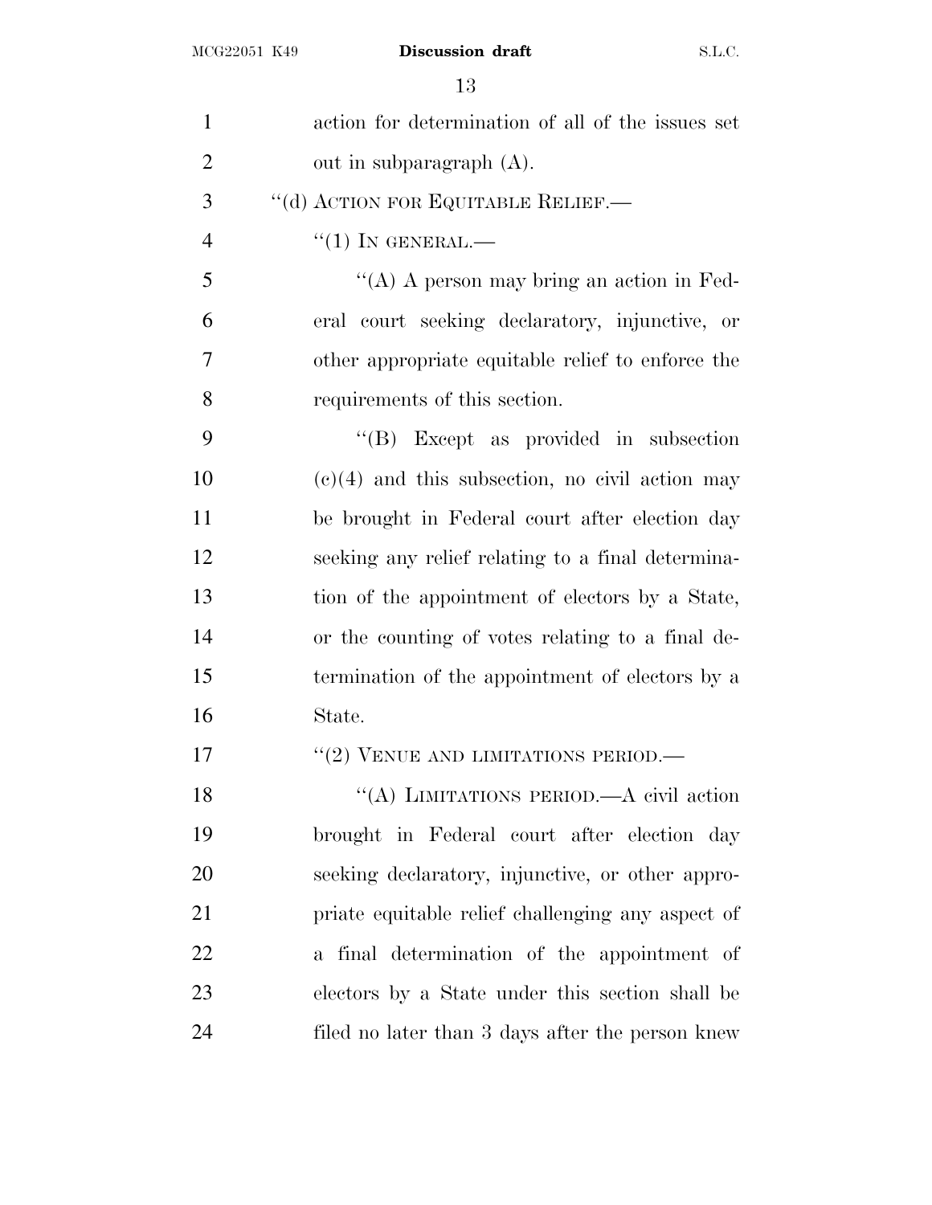action for determination of all of the issues set out in subparagraph (A).

''(d) ACTION FOR EQUITABLE RELIEF.—

''(1) IN GENERAL.—

''(A) A person may bring an action in Federal court seeking declaratory, injunctive, or other appropriate equitable relief to enforce the requirements of this section.

''(B) Except as provided in subsection (c)(4) and this subsection, no civil action may be brought in Federal court after election day seeking any relief relating to a final determination of the appointment of electors by a State, or the counting of votes relating to a final determination of the appointment of electors by a State.

''(2) VENUE AND LIMITATIONS PERIOD.—

''(A) LIMITATIONS PERIOD.—A civil action brought in Federal court after election day seeking declaratory, injunctive, or other appropriate equitable relief challenging any aspect of a final determination of the appointment of electors by a State under this section shall be filed no later than 3 days after the person knew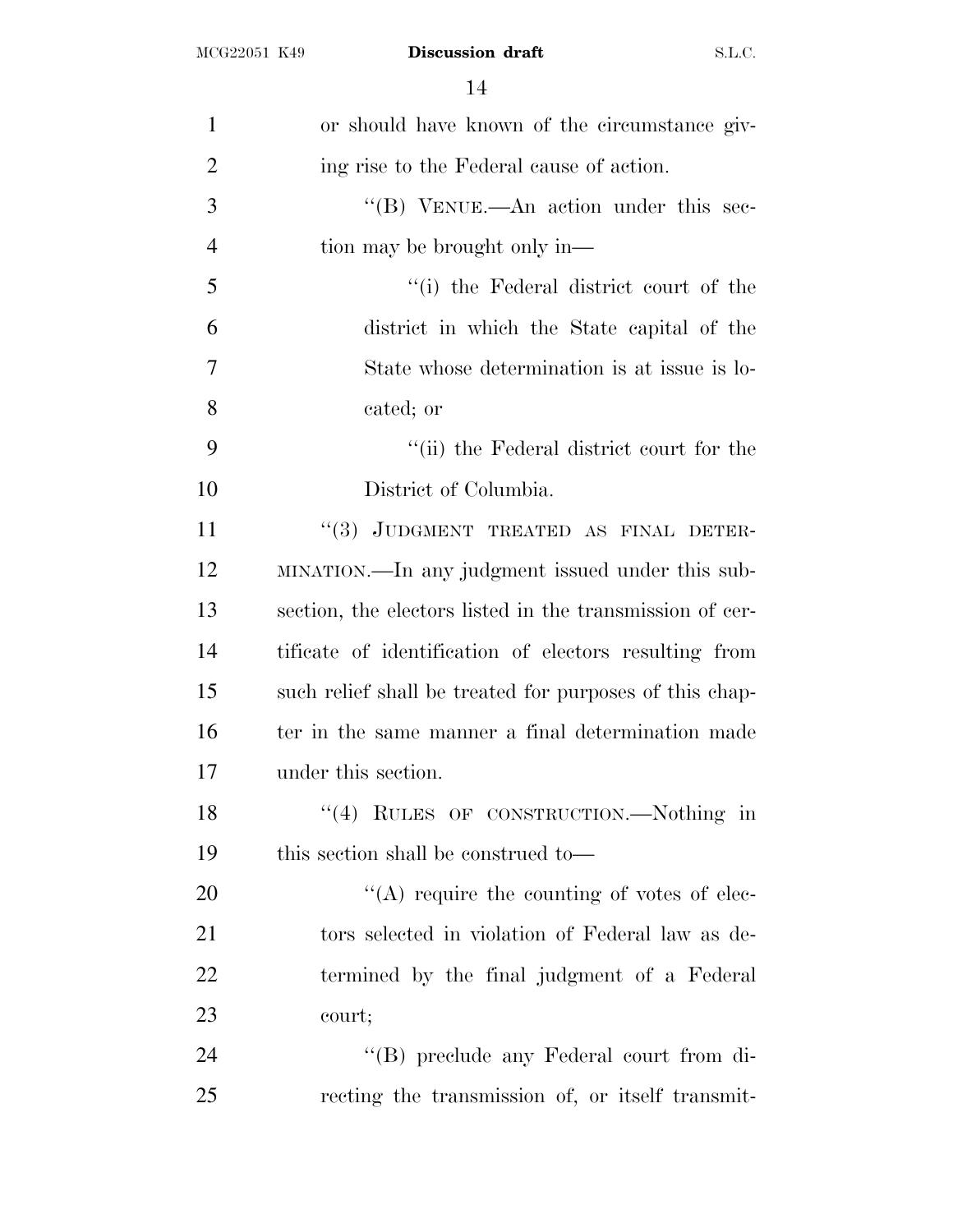or should have known of the circumstance giving rise to the Federal cause of action.

"(B) VENUE.—An action under this section may be brought only in—

"(i) the Federal district court of the district in which the State capital of the State whose determination is at issue is located; or

"(ii) the Federal district court for the District of Columbia.

"(3) JUDGMENT TREATED AS FINAL DETERMINATION.—In any judgment issued under this subsection, the electors listed in the transmission of certificate of identification of electors resulting from such relief shall be treated for purposes of this chapter in the same manner a final determination made under this section.

"(4) RULES OF CONSTRUCTION.—Nothing in this section shall be construed to—

"(A) require the counting of votes of electors selected in violation of Federal law as determined by the final judgment of a Federal court;

"(B) preclude any Federal court from directing the transmission of, or itself transmit-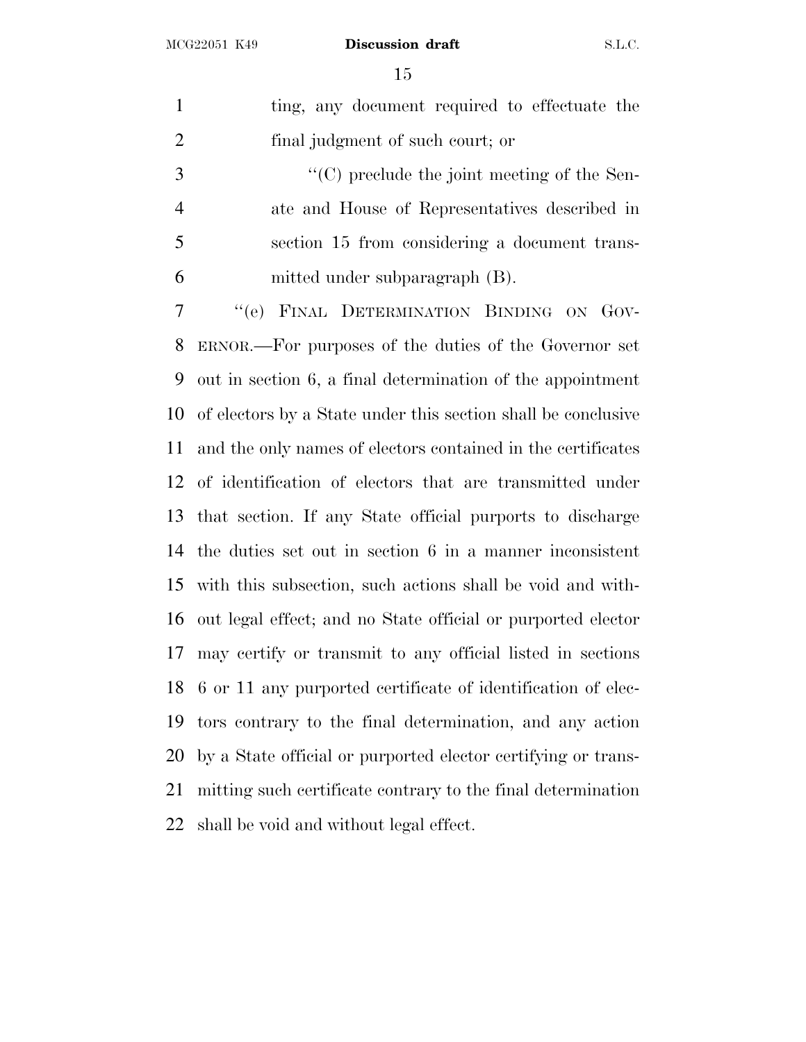ting, any document required to effectuate the final judgment of such court; or

''(C) preclude the joint meeting of the Senate and House of Representatives described in section 15 from considering a document transmitted under subparagraph (B).

''(e) FINAL DETERMINATION BINDING ON GOVERNOR.—For purposes of the duties of the Governor set out in section 6, a final determination of the appointment of electors by a State under this section shall be conclusive and the only names of electors contained in the certificates of identification of electors that are transmitted under that section. If any State official purports to discharge the duties set out in section 6 in a manner inconsistent with this subsection, such actions shall be void and without legal effect; and no State official or purported elector may certify or transmit to any official listed in sections 6 or 11 any purported certificate of identification of electors contrary to the final determination, and any action by a State official or purported elector certifying or transmitting such certificate contrary to the final determination shall be void and without legal effect.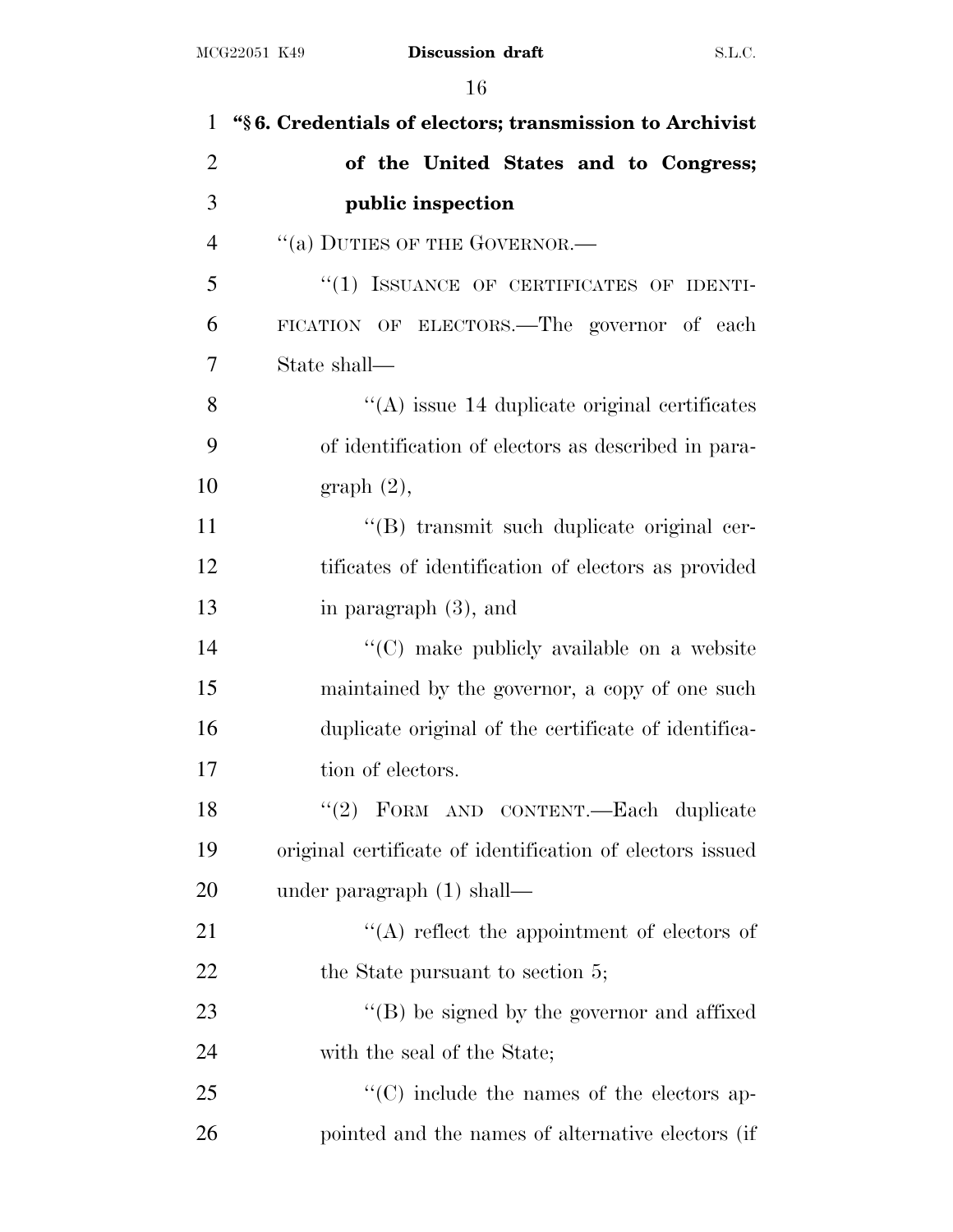**"§ 6. Credentials of electors; transmission to Archivist of the United States and to Congress; public inspection**

"(a) DUTIES OF THE GOVERNOR.—

"(1) ISSUANCE OF CERTIFICATES OF IDENTIFICATION OF ELECTORS.—The governor of each State shall—

"(A) issue 14 duplicate original certificates of identification of electors as described in paragraph (2),

"(B) transmit such duplicate original certificates of identification of electors as provided in paragraph (3), and

"(C) make publicly available on a website maintained by the governor, a copy of one such duplicate original of the certificate of identification of electors.

"(2) FORM AND CONTENT.—Each duplicate original certificate of identification of electors issued under paragraph (1) shall—

"(A) reflect the appointment of electors of the State pursuant to section 5;

"(B) be signed by the governor and affixed with the seal of the State;

"(C) include the names of the electors appointed and the names of alternative electors (if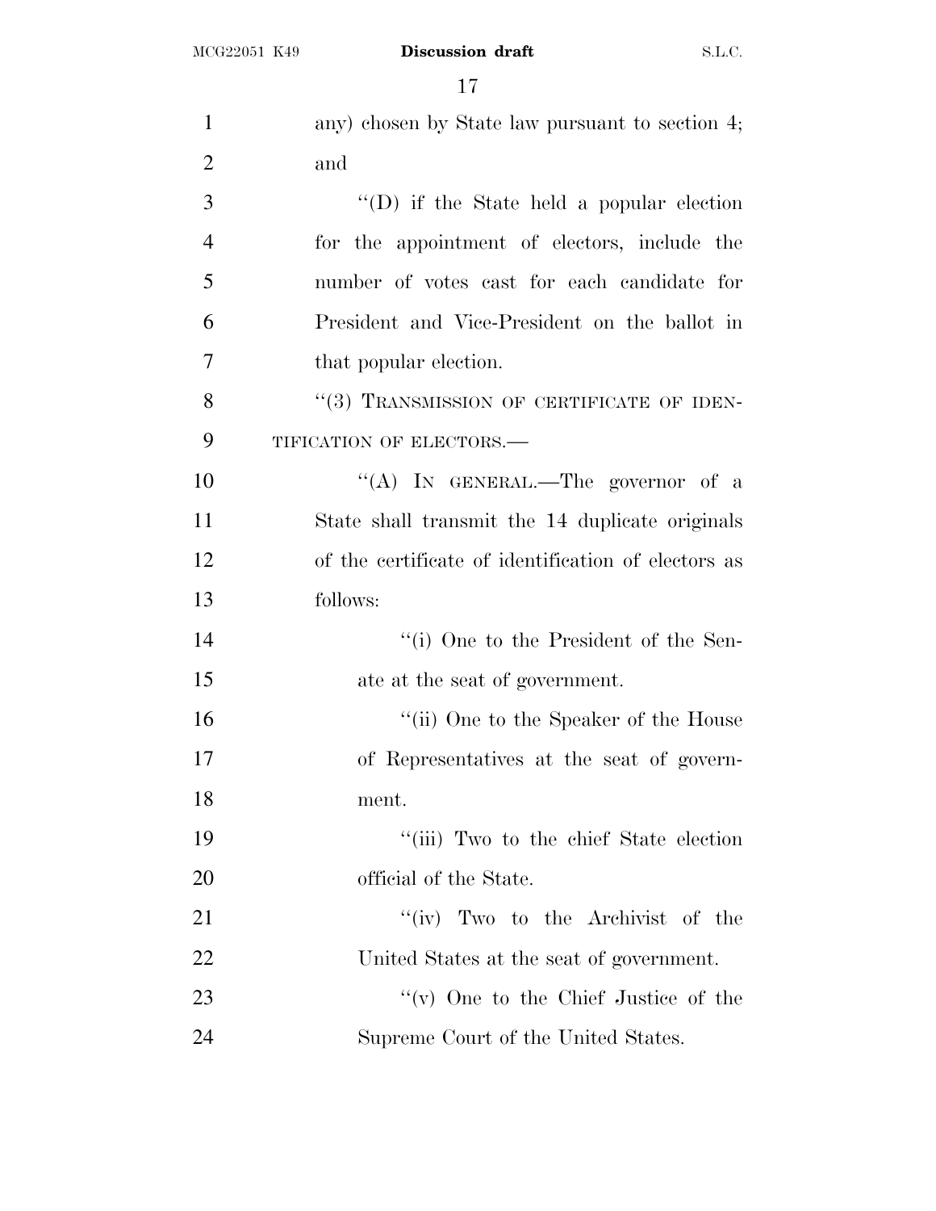any) chosen by State law pursuant to section 4; and

''(D) if the State held a popular election for the appointment of electors, include the number of votes cast for each candidate for President and Vice-President on the ballot in that popular election.

''(3) TRANSMISSION OF CERTIFICATE OF IDENTIFICATION OF ELECTORS.—

''(A) IN GENERAL.—The governor of a State shall transmit the 14 duplicate originals of the certificate of identification of electors as follows:

''(i) One to the President of the Senate at the seat of government.

''(ii) One to the Speaker of the House of Representatives at the seat of government.

''(iii) Two to the chief State election official of the State.

''(iv) Two to the Archivist of the United States at the seat of government.

''(v) One to the Chief Justice of the Supreme Court of the United States.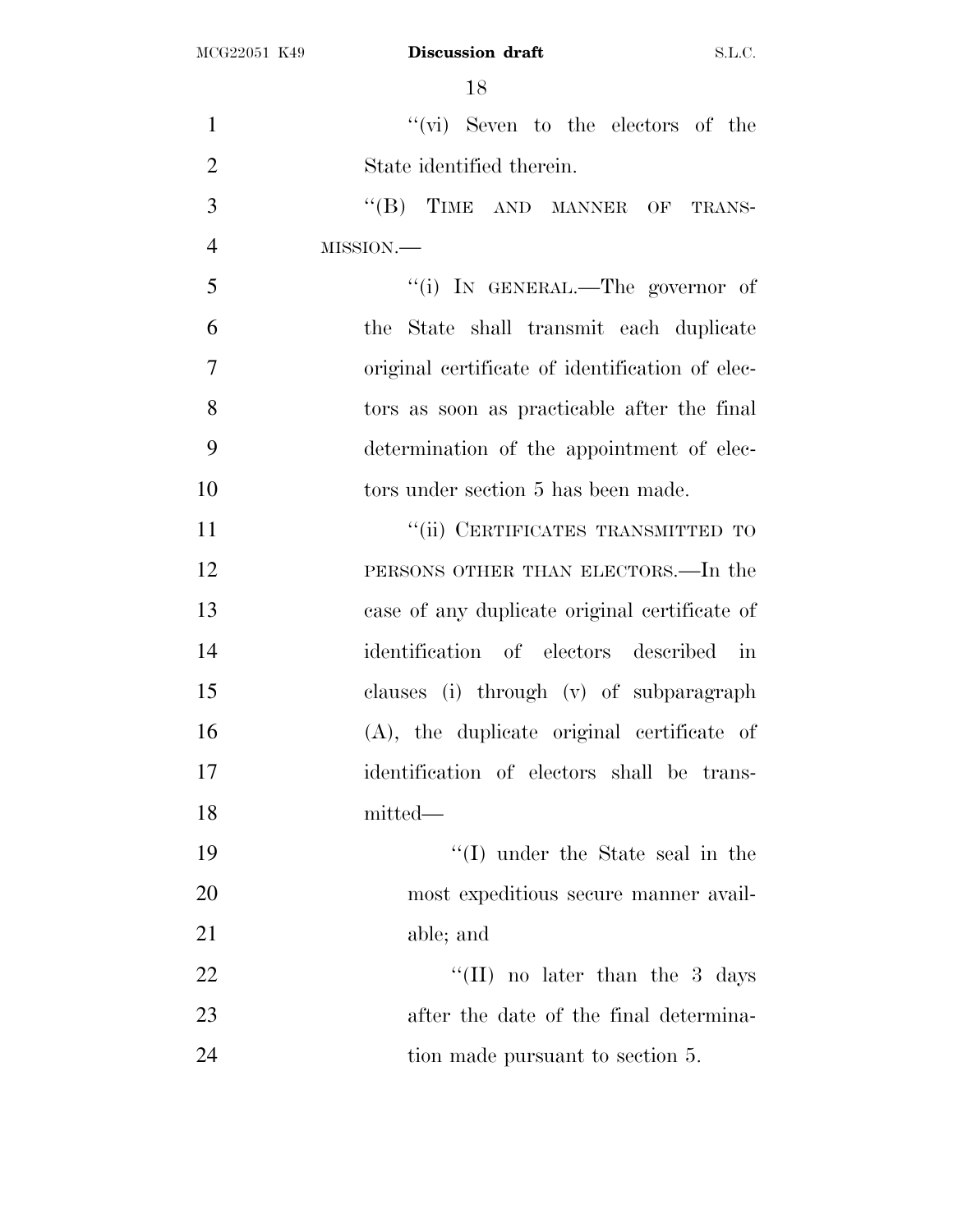"(vi) Seven to the electors of the State identified therein.

"(B) TIME AND MANNER OF TRANSMISSION.—

"(i) IN GENERAL.—The governor of the State shall transmit each duplicate original certificate of identification of electors as soon as practicable after the final determination of the appointment of electors under section 5 has been made.

"(ii) CERTIFICATES TRANSMITTED TO PERSONS OTHER THAN ELECTORS.—In the case of any duplicate original certificate of identification of electors described in clauses (i) through (v) of subparagraph (A), the duplicate original certificate of identification of electors shall be transmitted—

"(I) under the State seal in the most expeditious secure manner available; and

"(II) no later than the 3 days after the date of the final determination made pursuant to section 5.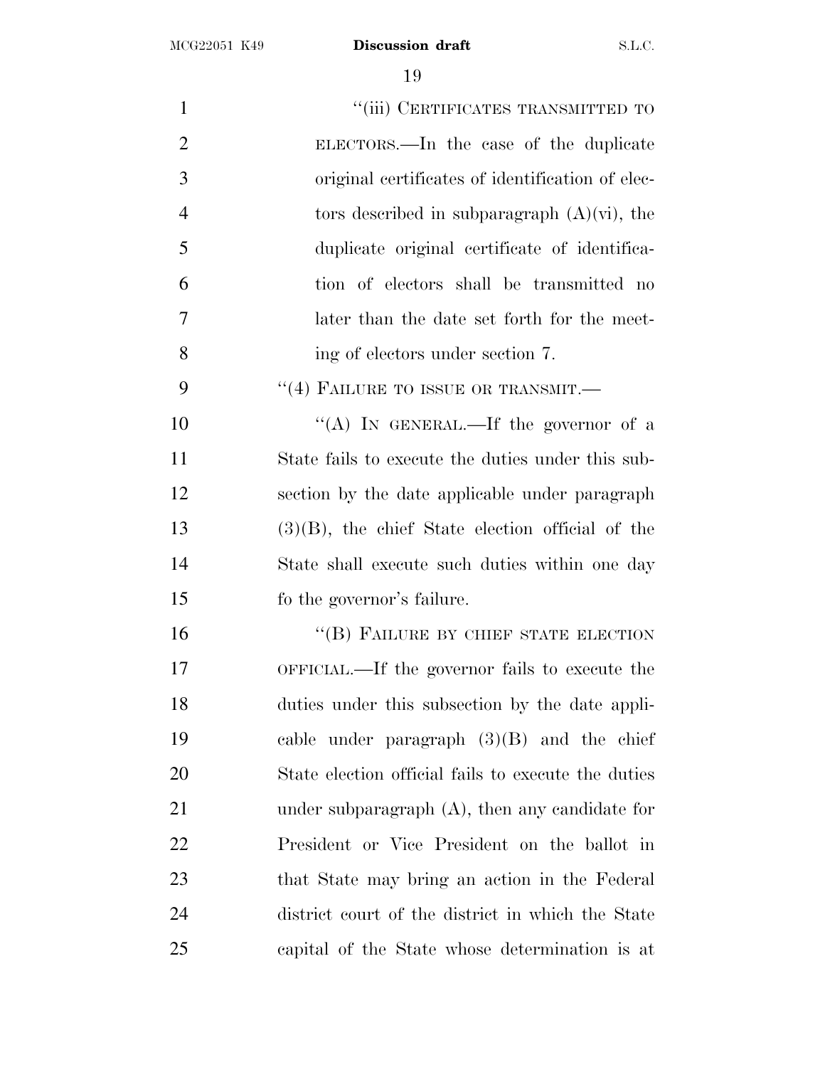"(iii) CERTIFICATES TRANSMITTED TO ELECTORS.—In the case of the duplicate original certificates of identification of electors described in subparagraph (A)(vi), the duplicate original certificate of identification of electors shall be transmitted no later than the date set forth for the meeting of electors under section 7.

"(4) FAILURE TO ISSUE OR TRANSMIT.—

"(A) IN GENERAL.—If the governor of a State fails to execute the duties under this subsection by the date applicable under paragraph (3)(B), the chief State election official of the State shall execute such duties within one day fo the governor's failure.

"(B) FAILURE BY CHIEF STATE ELECTION OFFICIAL.—If the governor fails to execute the duties under this subsection by the date applicable under paragraph (3)(B) and the chief State election official fails to execute the duties under subparagraph (A), then any candidate for President or Vice President on the ballot in that State may bring an action in the Federal district court of the district in which the State capital of the State whose determination is at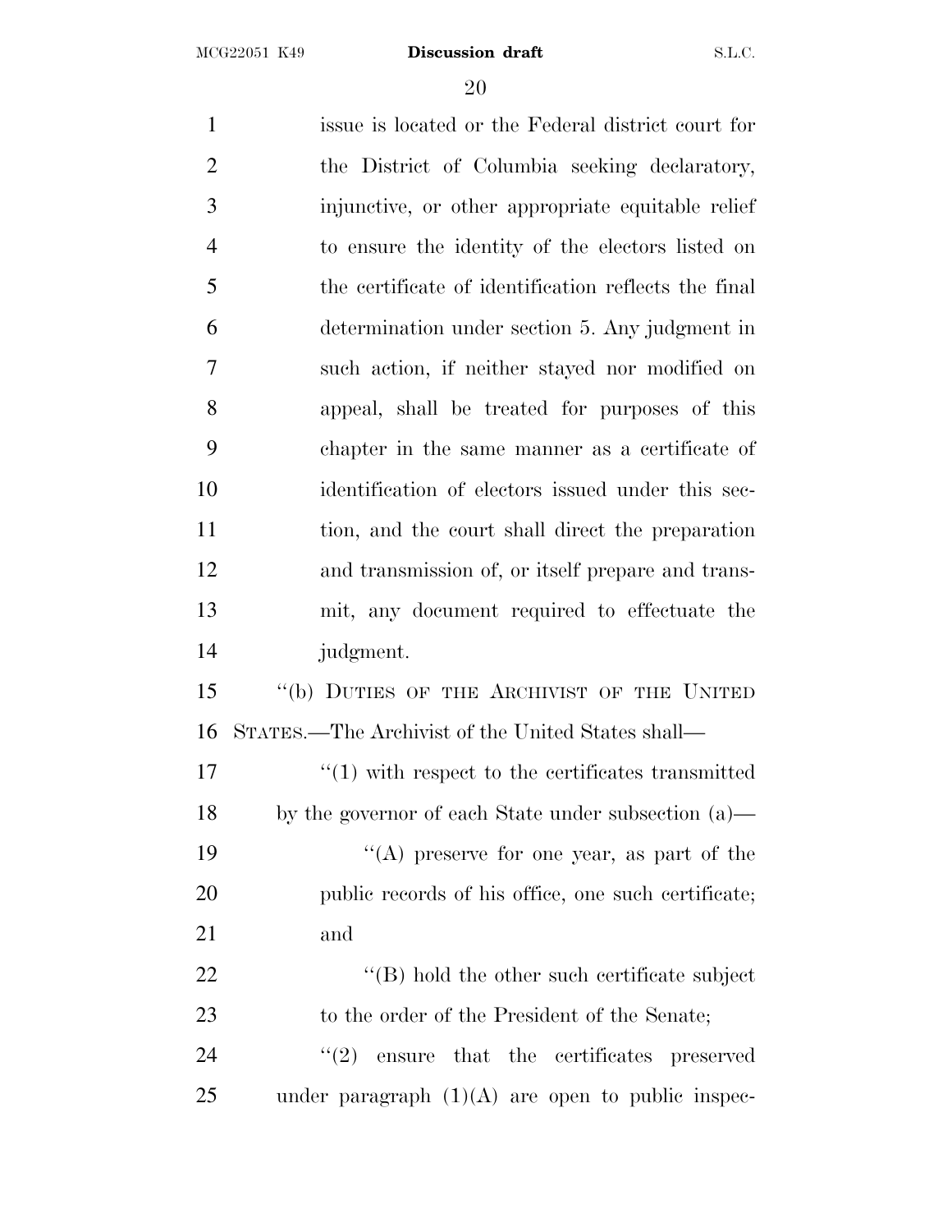issue is located or the Federal district court for the District of Columbia seeking declaratory, injunctive, or other appropriate equitable relief to ensure the identity of the electors listed on the certificate of identification reflects the final determination under section 5. Any judgment in such action, if neither stayed nor modified on appeal, shall be treated for purposes of this chapter in the same manner as a certificate of identification of electors issued under this section, and the court shall direct the preparation and transmission of, or itself prepare and transmit, any document required to effectuate the judgment.

''(b) DUTIES OF THE ARCHIVIST OF THE UNITED STATES.—The Archivist of the United States shall—

''(1) with respect to the certificates transmitted by the governor of each State under subsection (a)—

''(A) preserve for one year, as part of the public records of his office, one such certificate; and

''(B) hold the other such certificate subject to the order of the President of the Senate;

''(2) ensure that the certificates preserved under paragraph (1)(A) are open to public inspec-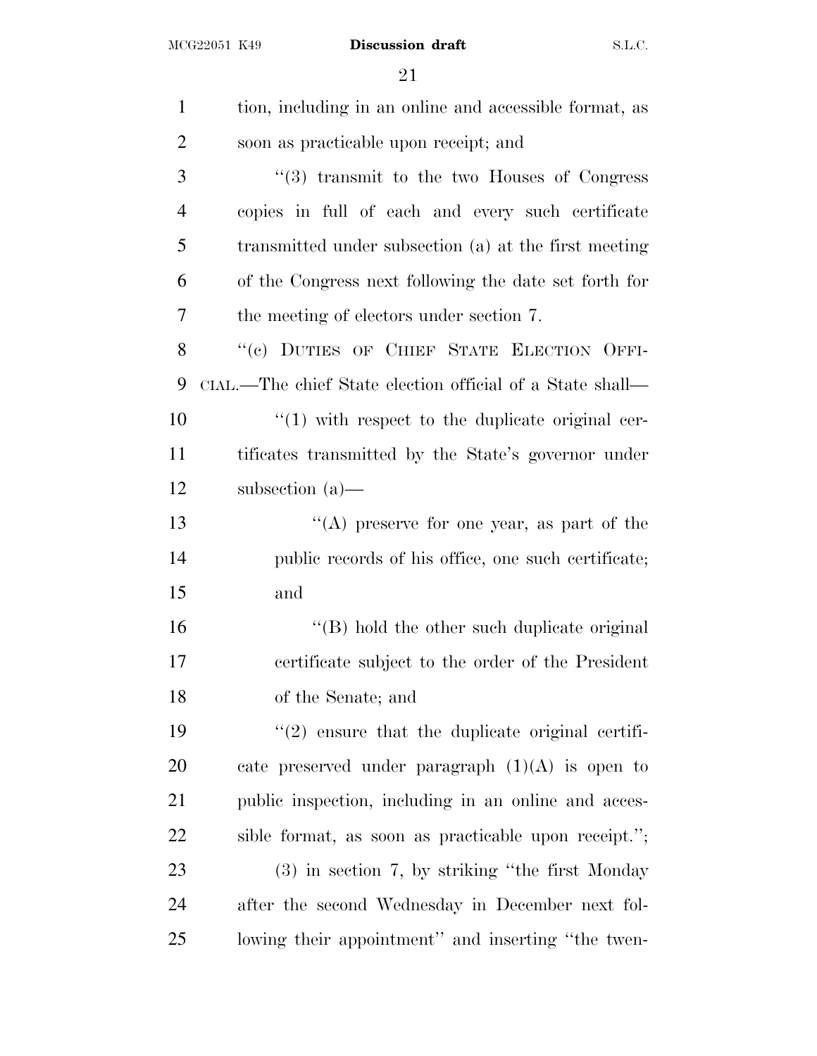tion, including in an online and accessible format, as soon as practicable upon receipt; and

"(3) transmit to the two Houses of Congress copies in full of each and every such certificate transmitted under subsection (a) at the first meeting of the Congress next following the date set forth for the meeting of electors under section 7.

"(c) DUTIES OF CHIEF STATE ELECTION OFFICIAL.—The chief State election official of a State shall—

"(1) with respect to the duplicate original certificates transmitted by the State's governor under subsection (a)—

"(A) preserve for one year, as part of the public records of his office, one such certificate; and

"(B) hold the other such duplicate original certificate subject to the order of the President of the Senate; and

"(2) ensure that the duplicate original certificate preserved under paragraph (1)(A) is open to public inspection, including in an online and accessible format, as soon as practicable upon receipt.";

(3) in section 7, by striking "the first Monday after the second Wednesday in December next following their appointment" and inserting "the twen-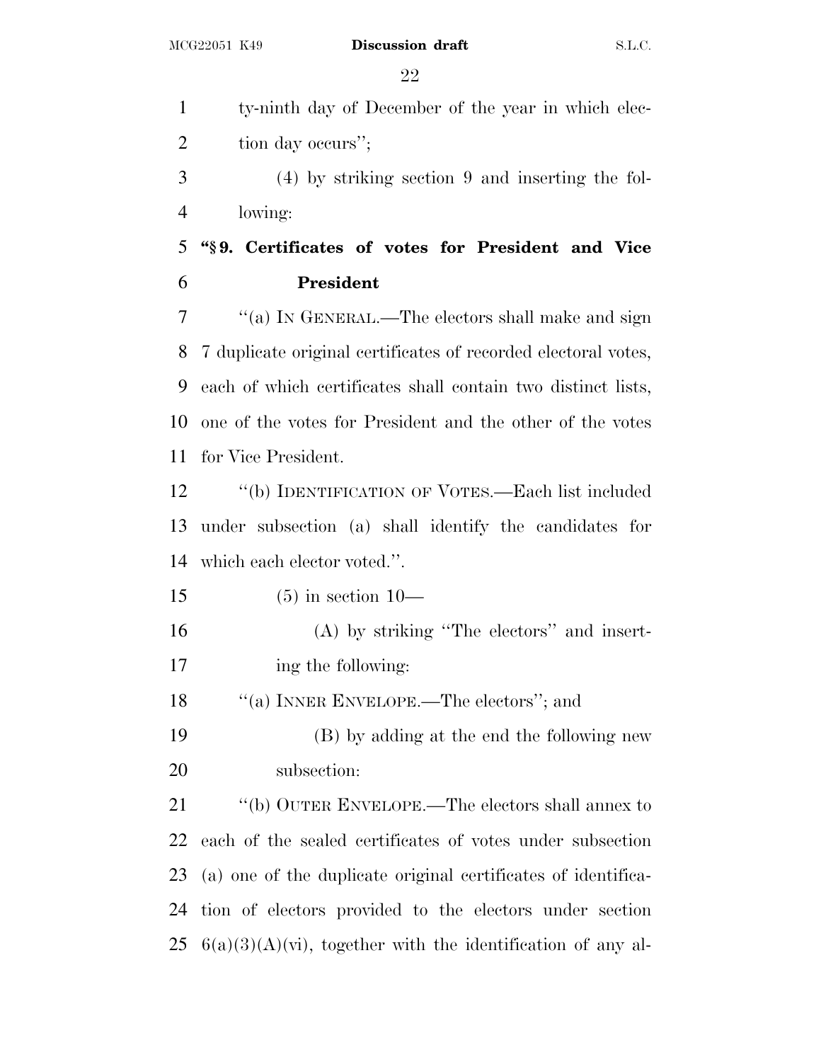ty-ninth day of December of the year in which election day occurs'';

(4) by striking section 9 and inserting the following:

**"§ 9. Certificates of votes for President and Vice President**

"(a) IN GENERAL.—The electors shall make and sign 7 duplicate original certificates of recorded electoral votes, each of which certificates shall contain two distinct lists, one of the votes for President and the other of the votes for Vice President.

"(b) IDENTIFICATION OF VOTES.—Each list included under subsection (a) shall identify the candidates for which each elector voted.''.

(5) in section 10—

(A) by striking "The electors'' and inserting the following:

"(a) INNER ENVELOPE.—The electors''; and

(B) by adding at the end the following new subsection:

"(b) OUTER ENVELOPE.—The electors shall annex to each of the sealed certificates of votes under subsection (a) one of the duplicate original certificates of identification of electors provided to the electors under section 6(a)(3)(A)(vi), together with the identification of any al-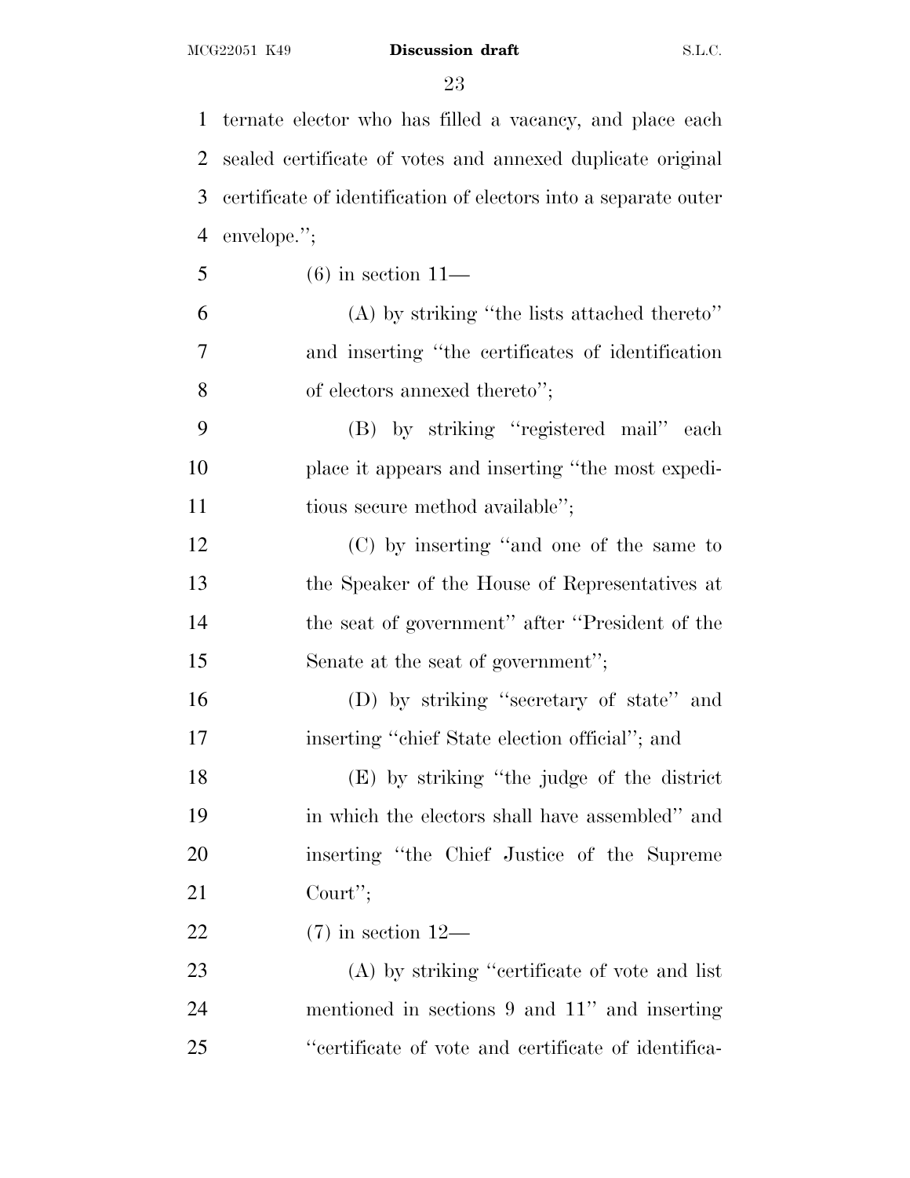ternate elector who has filled a vacancy, and place each sealed certificate of votes and annexed duplicate original certificate of identification of electors into a separate outer envelope.'';

(6) in section 11—

(A) by striking ''the lists attached thereto'' and inserting ''the certificates of identification of electors annexed thereto'';

(B) by striking ''registered mail'' each place it appears and inserting ''the most expeditious secure method available'';

(C) by inserting ''and one of the same to the Speaker of the House of Representatives at the seat of government'' after ''President of the Senate at the seat of government'';

(D) by striking ''secretary of state'' and inserting ''chief State election official''; and

(E) by striking ''the judge of the district in which the electors shall have assembled'' and inserting ''the Chief Justice of the Supreme Court'';

(7) in section 12—

(A) by striking ''certificate of vote and list mentioned in sections 9 and 11'' and inserting ''certificate of vote and certificate of identifica-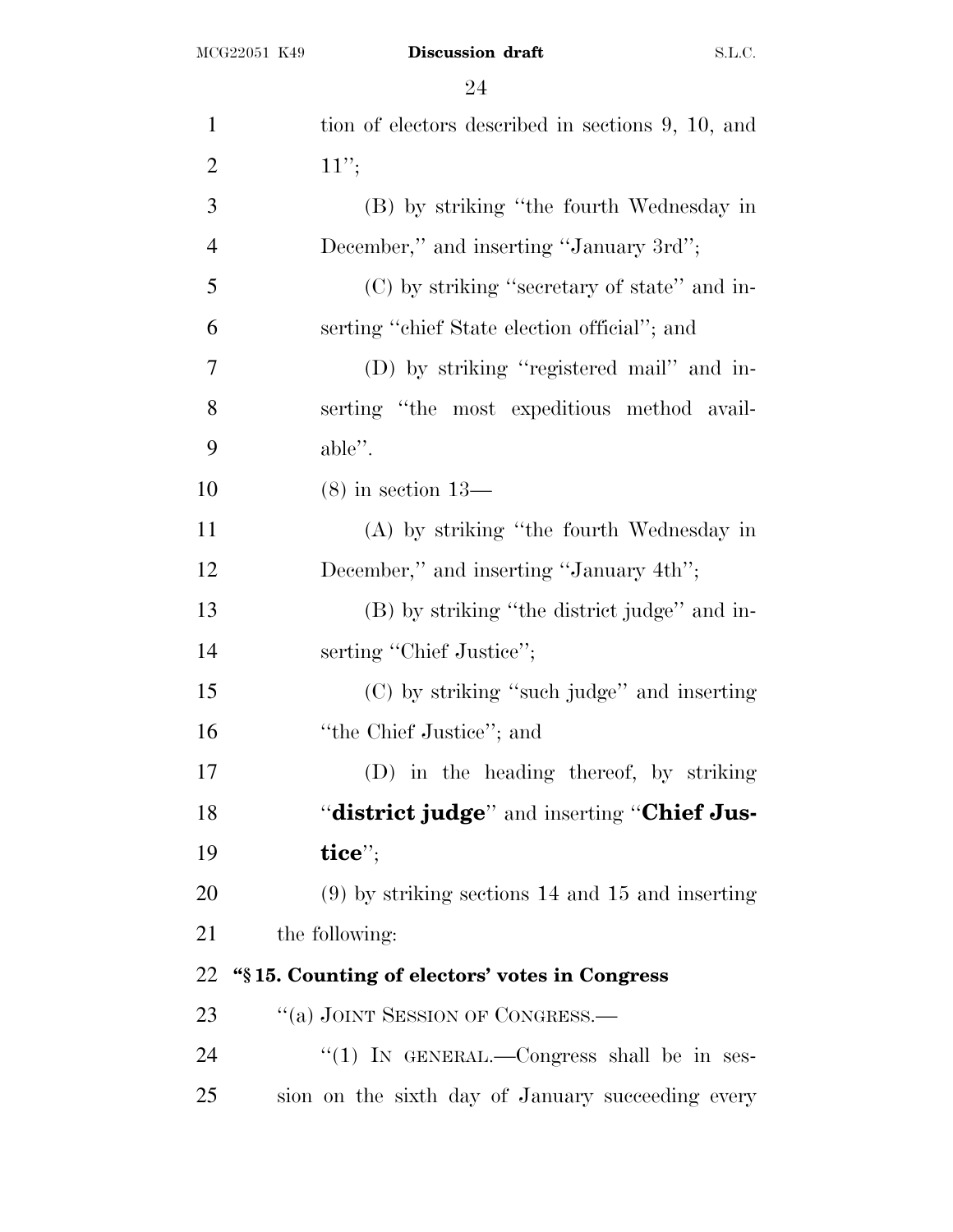tion of electors described in sections 9, 10, and 11'';

(B) by striking ''the fourth Wednesday in December,'' and inserting ''January 3rd'';

(C) by striking ''secretary of state'' and inserting ''chief State election official''; and

(D) by striking ''registered mail'' and inserting ''the most expeditious method available''.

(8) in section 13—

(A) by striking ''the fourth Wednesday in December,'' and inserting ''January 4th'';

(B) by striking ''the district judge'' and inserting ''Chief Justice'';

(C) by striking ''such judge'' and inserting ''the Chief Justice''; and

(D) in the heading thereof, by striking ''**district judge**'' and inserting ''**Chief Justice**'';

(9) by striking sections 14 and 15 and inserting the following:

**''§ 15. Counting of electors' votes in Congress**

''(a) JOINT SESSION OF CONGRESS.—

''(1) IN GENERAL.—Congress shall be in session on the sixth day of January succeeding every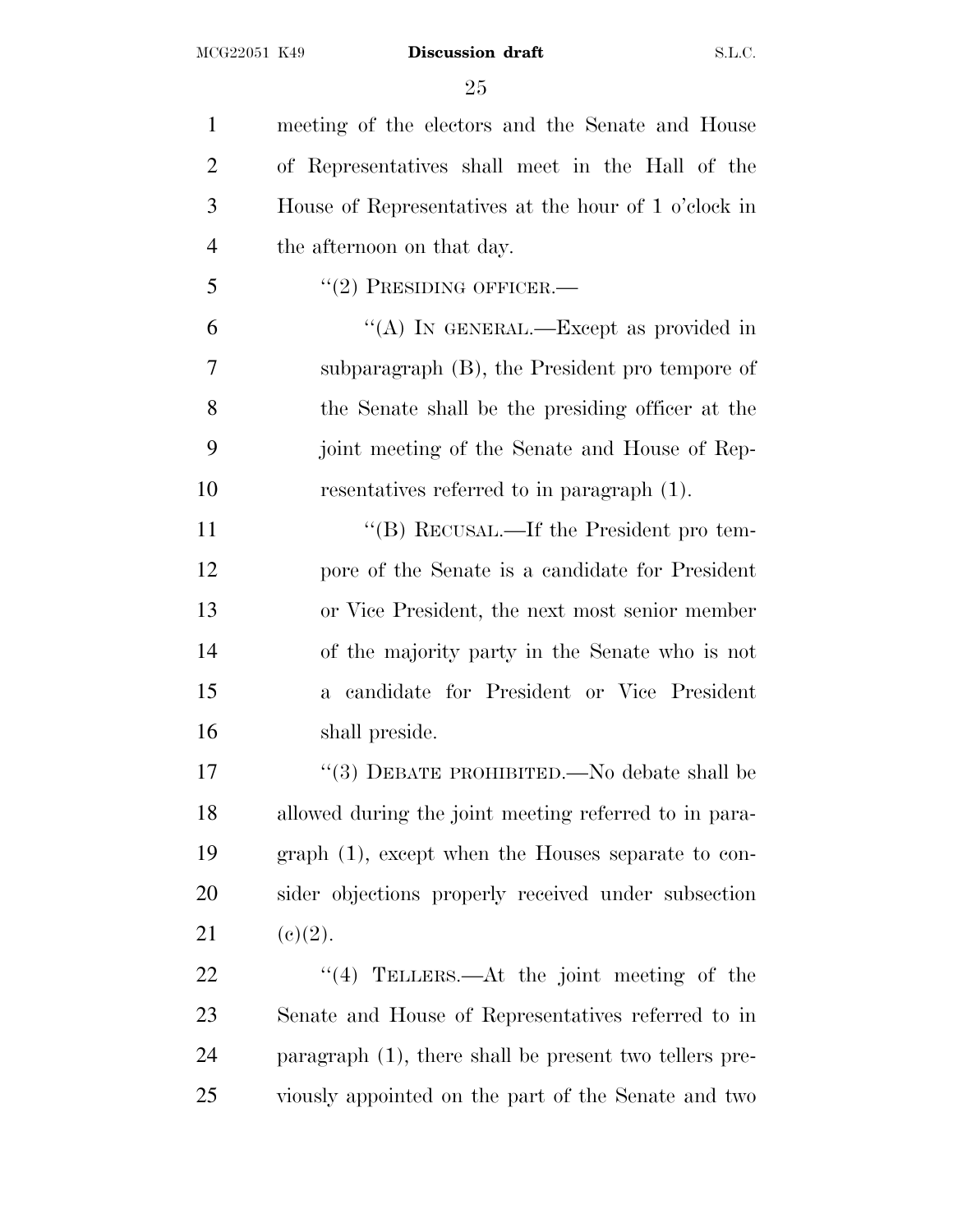meeting of the electors and the Senate and House of Representatives shall meet in the Hall of the House of Representatives at the hour of 1 o'clock in the afternoon on that day.

"(2) PRESIDING OFFICER.—

"(A) IN GENERAL.—Except as provided in subparagraph (B), the President pro tempore of the Senate shall be the presiding officer at the joint meeting of the Senate and House of Representatives referred to in paragraph (1).

"(B) RECUSAL.—If the President pro tempore of the Senate is a candidate for President or Vice President, the next most senior member of the majority party in the Senate who is not a candidate for President or Vice President shall preside.

"(3) DEBATE PROHIBITED.—No debate shall be allowed during the joint meeting referred to in paragraph (1), except when the Houses separate to consider objections properly received under subsection (c)(2).

"(4) TELLERS.—At the joint meeting of the Senate and House of Representatives referred to in paragraph (1), there shall be present two tellers previously appointed on the part of the Senate and two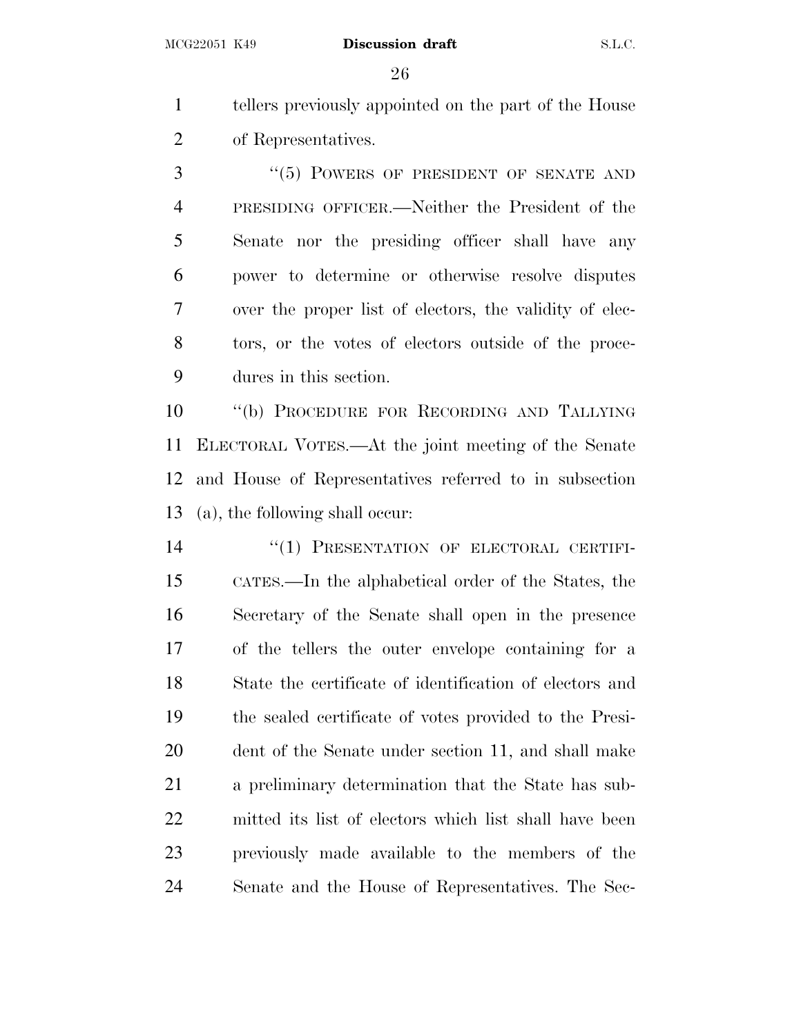tellers previously appointed on the part of the House of Representatives.

"(5) POWERS OF PRESIDENT OF SENATE AND PRESIDING OFFICER.—Neither the President of the Senate nor the presiding officer shall have any power to determine or otherwise resolve disputes over the proper list of electors, the validity of electors, or the votes of electors outside of the procedures in this section.

"(b) PROCEDURE FOR RECORDING AND TALLYING ELECTORAL VOTES.—At the joint meeting of the Senate and House of Representatives referred to in subsection (a), the following shall occur:

"(1) PRESENTATION OF ELECTORAL CERTIFICATES.—In the alphabetical order of the States, the Secretary of the Senate shall open in the presence of the tellers the outer envelope containing for a State the certificate of identification of electors and the sealed certificate of votes provided to the President of the Senate under section 11, and shall make a preliminary determination that the State has submitted its list of electors which list shall have been previously made available to the members of the Senate and the House of Representatives. The Sec-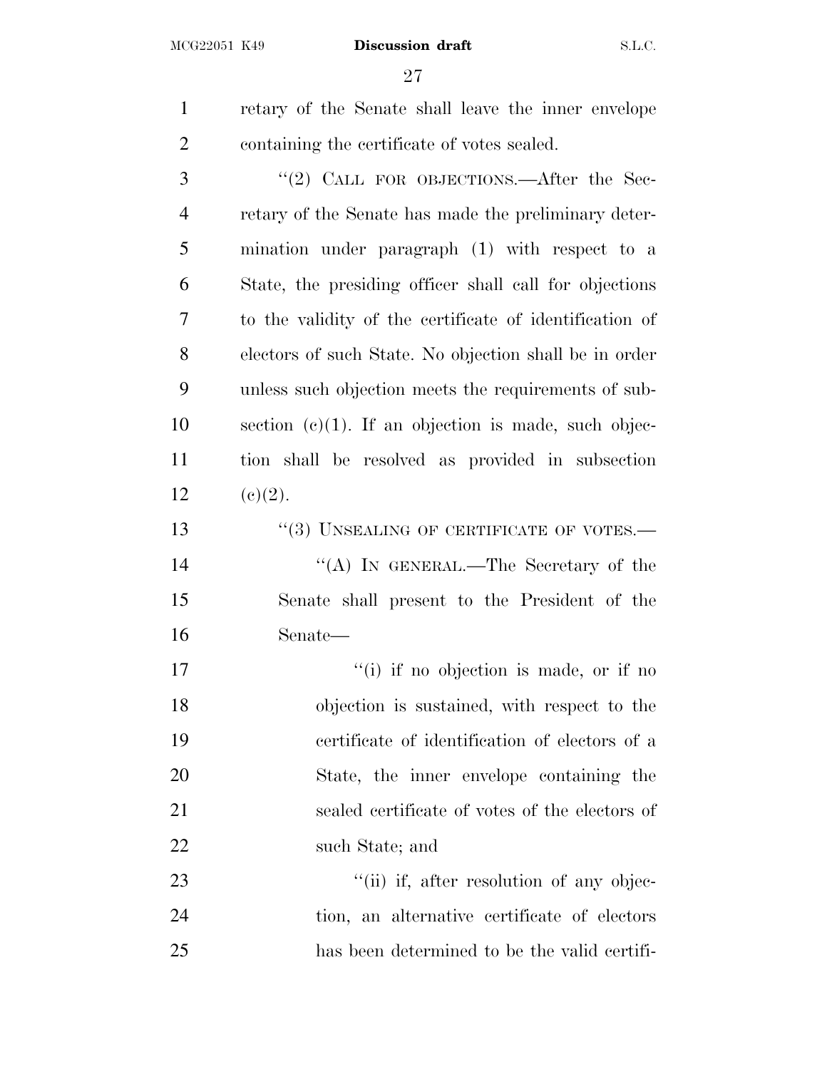retary of the Senate shall leave the inner envelope containing the certificate of votes sealed.

"(2) CALL FOR OBJECTIONS.—After the Secretary of the Senate has made the preliminary determination under paragraph (1) with respect to a State, the presiding officer shall call for objections to the validity of the certificate of identification of electors of such State. No objection shall be in order unless such objection meets the requirements of subsection (c)(1). If an objection is made, such objection shall be resolved as provided in subsection (c)(2).

"(3) UNSEALING OF CERTIFICATE OF VOTES.—

"(A) IN GENERAL.—The Secretary of the Senate shall present to the President of the Senate—

"(i) if no objection is made, or if no objection is sustained, with respect to the certificate of identification of electors of a State, the inner envelope containing the sealed certificate of votes of the electors of such State; and

"(ii) if, after resolution of any objection, an alternative certificate of electors has been determined to be the valid certifi-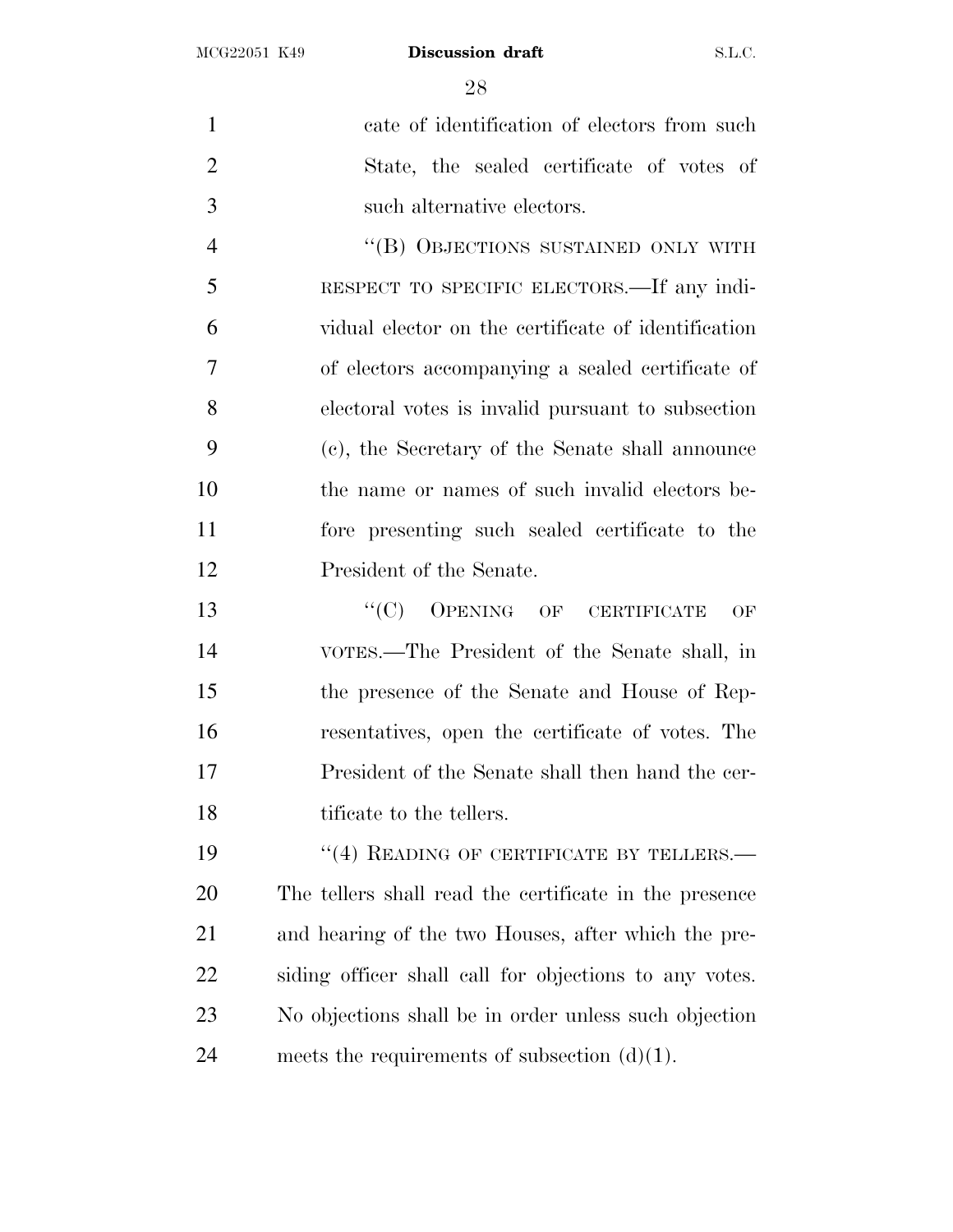cate of identification of electors from such State, the sealed certificate of votes of such alternative electors.

"(B) OBJECTIONS SUSTAINED ONLY WITH RESPECT TO SPECIFIC ELECTORS.—If any individual elector on the certificate of identification of electors accompanying a sealed certificate of electoral votes is invalid pursuant to subsection (c), the Secretary of the Senate shall announce the name or names of such invalid electors before presenting such sealed certificate to the President of the Senate.

"(C) OPENING OF CERTIFICATE OF VOTES.—The President of the Senate shall, in the presence of the Senate and House of Representatives, open the certificate of votes. The President of the Senate shall then hand the certificate to the tellers.

"(4) READING OF CERTIFICATE BY TELLERS.— The tellers shall read the certificate in the presence and hearing of the two Houses, after which the presiding officer shall call for objections to any votes. No objections shall be in order unless such objection meets the requirements of subsection (d)(1).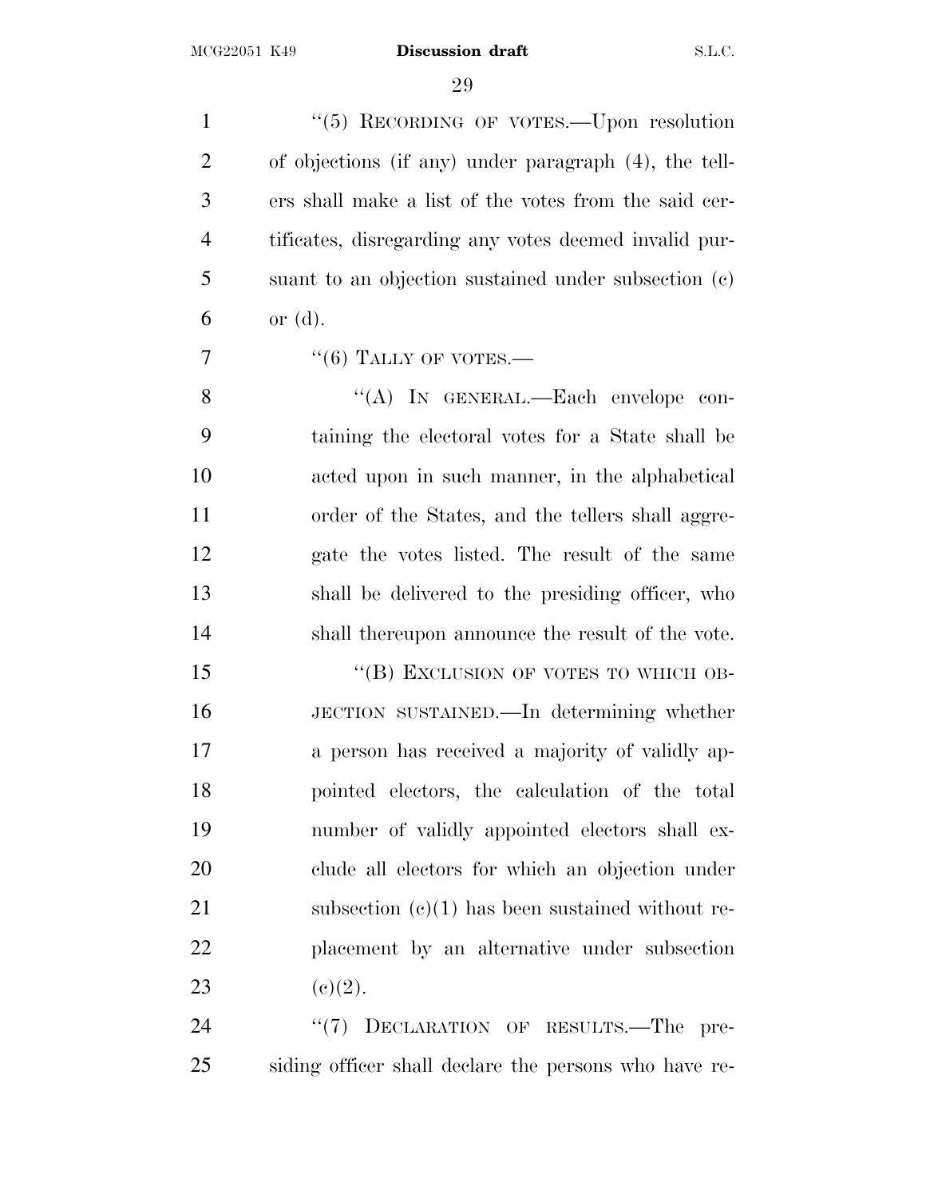"(5) RECORDING OF VOTES.—Upon resolution of objections (if any) under paragraph (4), the tellers shall make a list of the votes from the said certificates, disregarding any votes deemed invalid pursuant to an objection sustained under subsection (c) or (d).

"(6) TALLY OF VOTES.—

"(A) IN GENERAL.—Each envelope containing the electoral votes for a State shall be acted upon in such manner, in the alphabetical order of the States, and the tellers shall aggregate the votes listed. The result of the same shall be delivered to the presiding officer, who shall thereupon announce the result of the vote.

"(B) EXCLUSION OF VOTES TO WHICH OBJECTION SUSTAINED.—In determining whether a person has received a majority of validly appointed electors, the calculation of the total number of validly appointed electors shall exclude all electors for which an objection under subsection (c)(1) has been sustained without replacement by an alternative under subsection (c)(2).

"(7) DECLARATION OF RESULTS.—The presiding officer shall declare the persons who have re-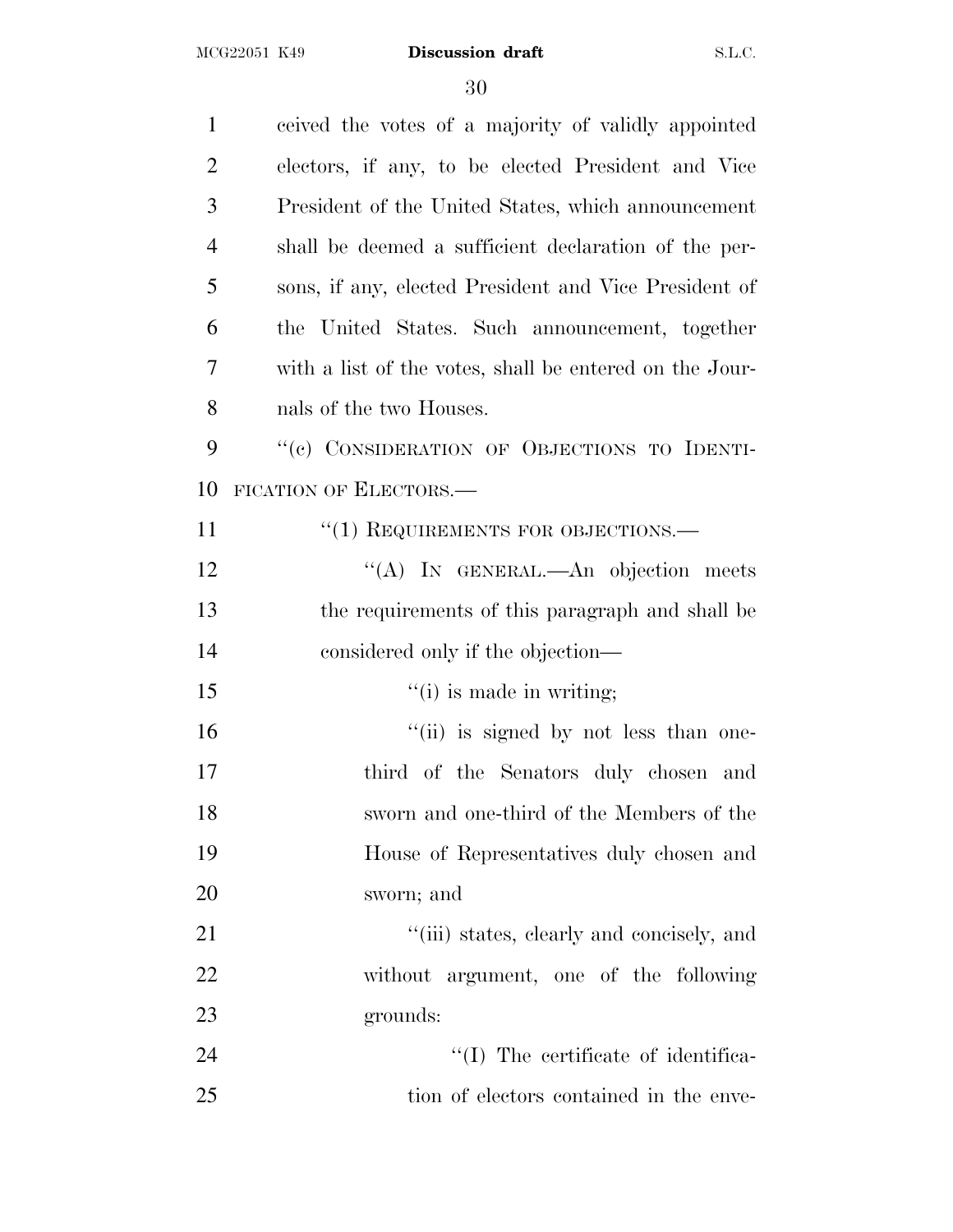ceived the votes of a majority of validly appointed electors, if any, to be elected President and Vice President of the United States, which announcement shall be deemed a sufficient declaration of the persons, if any, elected President and Vice President of the United States. Such announcement, together with a list of the votes, shall be entered on the Journals of the two Houses.

''(c) CONSIDERATION OF OBJECTIONS TO IDENTIFICATION OF ELECTORS.—

''(1) REQUIREMENTS FOR OBJECTIONS.—

''(A) IN GENERAL.—An objection meets the requirements of this paragraph and shall be considered only if the objection—

''(i) is made in writing;

''(ii) is signed by not less than one-third of the Senators duly chosen and sworn and one-third of the Members of the House of Representatives duly chosen and sworn; and

''(iii) states, clearly and concisely, and without argument, one of the following grounds:

''(I) The certificate of identification of electors contained in the enve-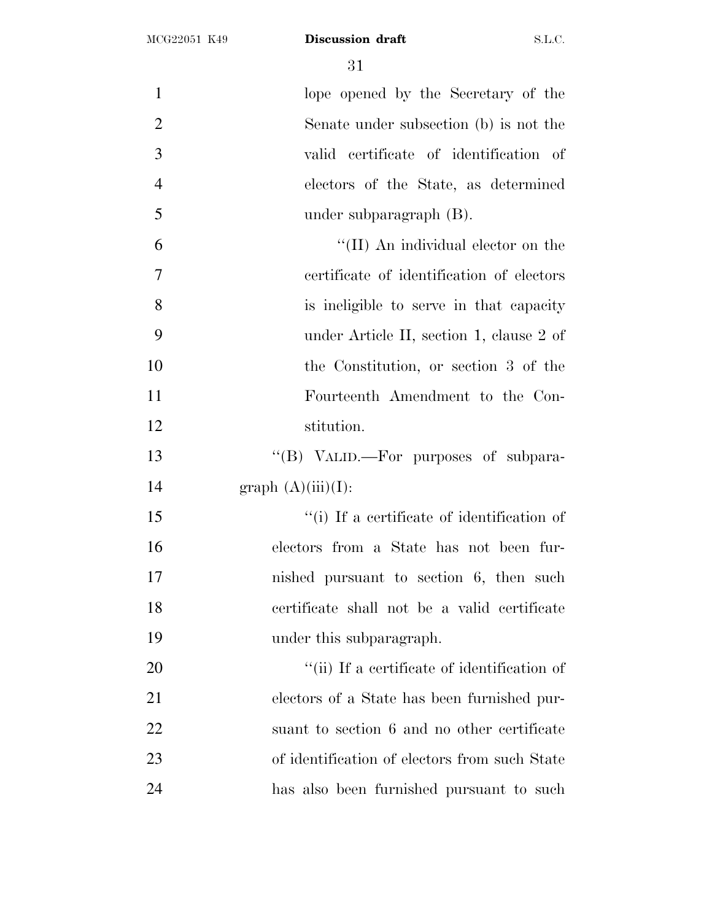lope opened by the Secretary of the Senate under subsection (b) is not the valid certificate of identification of electors of the State, as determined under subparagraph (B).

"(II) An individual elector on the certificate of identification of electors is ineligible to serve in that capacity under Article II, section 1, clause 2 of the Constitution, or section 3 of the Fourteenth Amendment to the Constitution.

"(B) VALID.—For purposes of subparagraph (A)(iii)(I):

"(i) If a certificate of identification of electors from a State has not been furnished pursuant to section 6, then such certificate shall not be a valid certificate under this subparagraph.

"(ii) If a certificate of identification of electors of a State has been furnished pursuant to section 6 and no other certificate of identification of electors from such State has also been furnished pursuant to such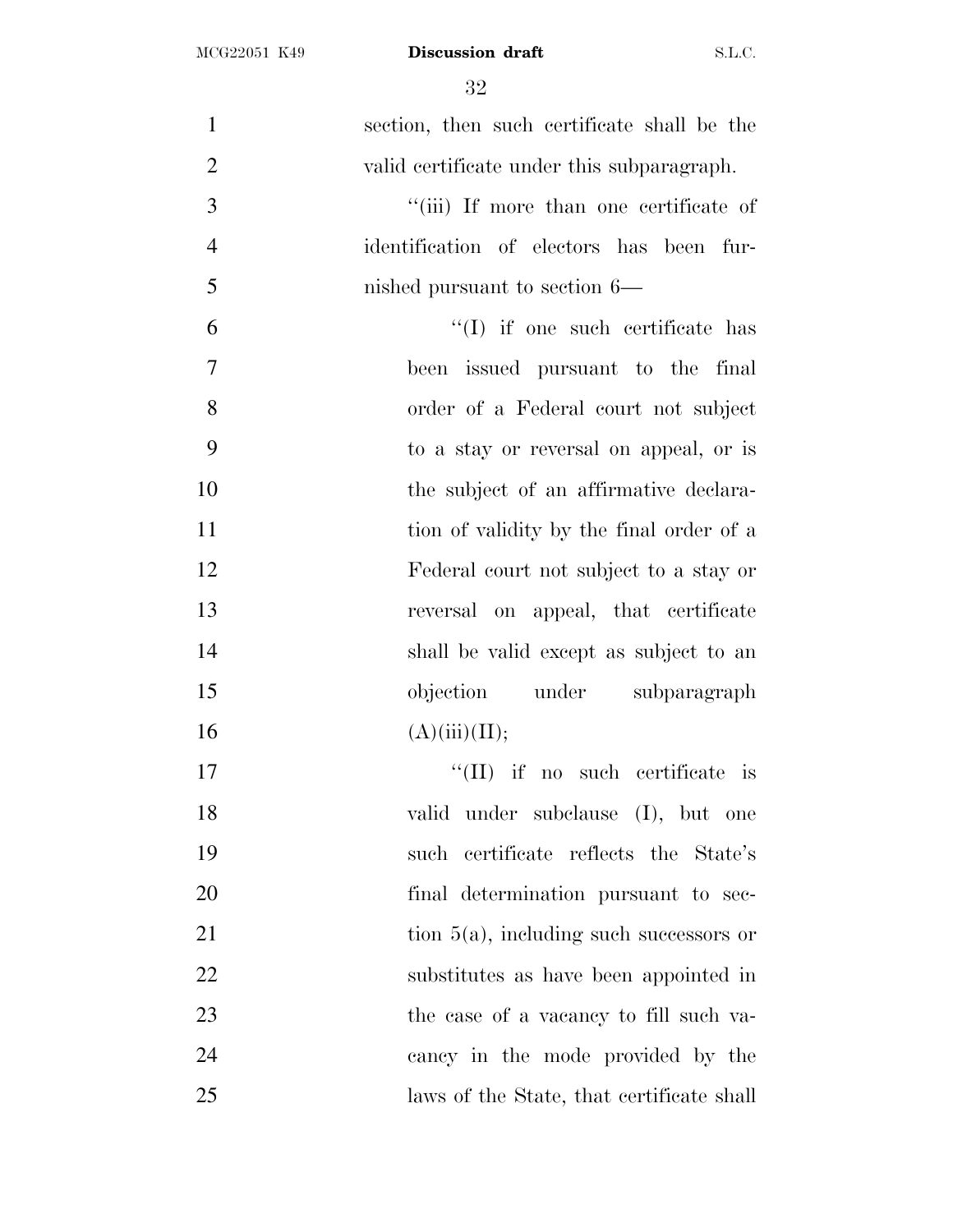section, then such certificate shall be the valid certificate under this subparagraph.

''(iii) If more than one certificate of identification of electors has been furnished pursuant to section 6—

''(I) if one such certificate has been issued pursuant to the final order of a Federal court not subject to a stay or reversal on appeal, or is the subject of an affirmative declaration of validity by the final order of a Federal court not subject to a stay or reversal on appeal, that certificate shall be valid except as subject to an objection under subparagraph (A)(iii)(II);

''(II) if no such certificate is valid under subclause (I), but one such certificate reflects the State's final determination pursuant to section 5(a), including such successors or substitutes as have been appointed in the case of a vacancy to fill such vacancy in the mode provided by the laws of the State, that certificate shall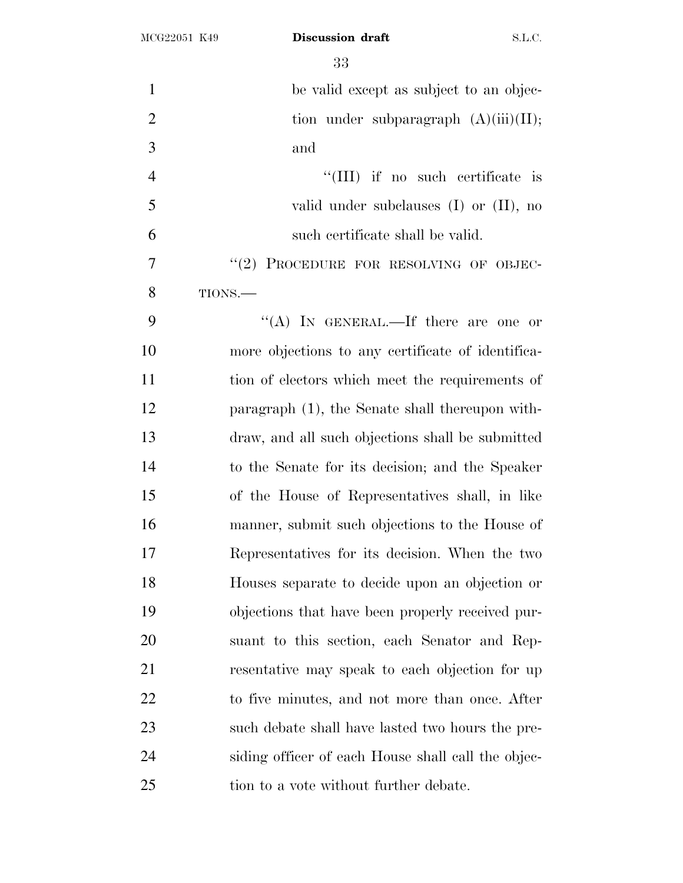be valid except as subject to an objection under subparagraph (A)(iii)(II); and

"(III) if no such certificate is valid under subclauses (I) or (II), no such certificate shall be valid.

"(2) PROCEDURE FOR RESOLVING OF OBJECTIONS.—

"(A) IN GENERAL.—If there are one or more objections to any certificate of identification of electors which meet the requirements of paragraph (1), the Senate shall thereupon withdraw, and all such objections shall be submitted to the Senate for its decision; and the Speaker of the House of Representatives shall, in like manner, submit such objections to the House of Representatives for its decision. When the two Houses separate to decide upon an objection or objections that have been properly received pursuant to this section, each Senator and Representative may speak to each objection for up to five minutes, and not more than once. After such debate shall have lasted two hours the presiding officer of each House shall call the objection to a vote without further debate.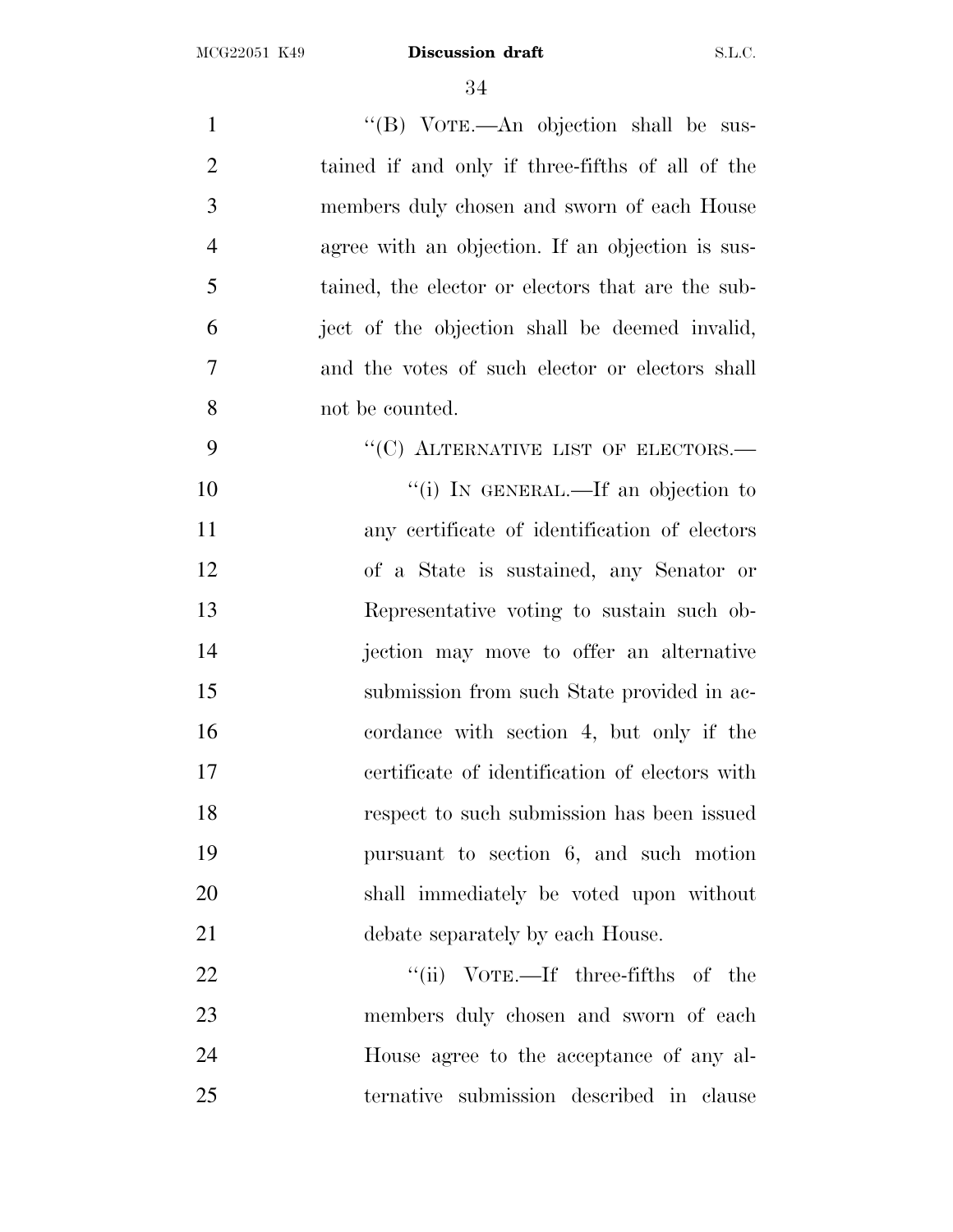"(B) VOTE.—An objection shall be sustained if and only if three-fifths of all of the members duly chosen and sworn of each House agree with an objection. If an objection is sustained, the elector or electors that are the subject of the objection shall be deemed invalid, and the votes of such elector or electors shall not be counted.

"(C) ALTERNATIVE LIST OF ELECTORS.—

"(i) IN GENERAL.—If an objection to any certificate of identification of electors of a State is sustained, any Senator or Representative voting to sustain such objection may move to offer an alternative submission from such State provided in accordance with section 4, but only if the certificate of identification of electors with respect to such submission has been issued pursuant to section 6, and such motion shall immediately be voted upon without debate separately by each House.

"(ii) VOTE.—If three-fifths of the members duly chosen and sworn of each House agree to the acceptance of any alternative submission described in clause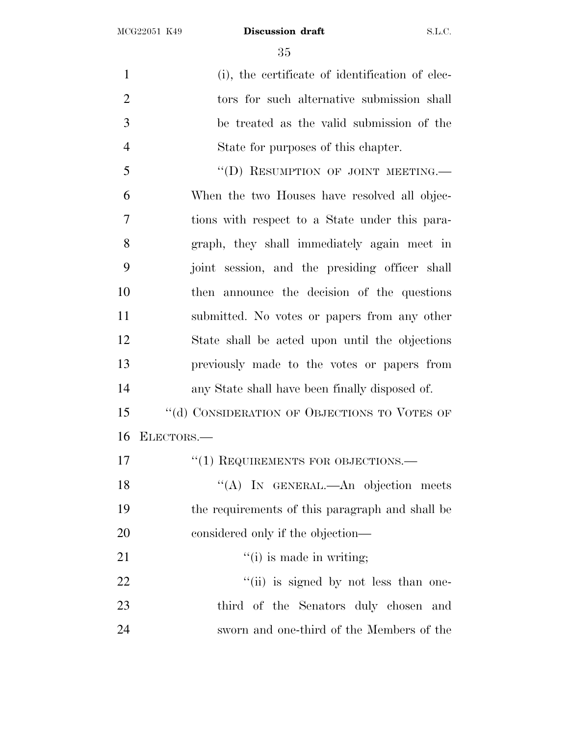(i), the certificate of identification of electors for such alternative submission shall be treated as the valid submission of the State for purposes of this chapter.

"(D) RESUMPTION OF JOINT MEETING.— When the two Houses have resolved all objections with respect to a State under this paragraph, they shall immediately again meet in joint session, and the presiding officer shall then announce the decision of the questions submitted. No votes or papers from any other State shall be acted upon until the objections previously made to the votes or papers from any State shall have been finally disposed of.

"(d) CONSIDERATION OF OBJECTIONS TO VOTES OF ELECTORS.—

"(1) REQUIREMENTS FOR OBJECTIONS.—

"(A) IN GENERAL.—An objection meets the requirements of this paragraph and shall be considered only if the objection—

"(i) is made in writing;

"(ii) is signed by not less than one-third of the Senators duly chosen and sworn and one-third of the Members of the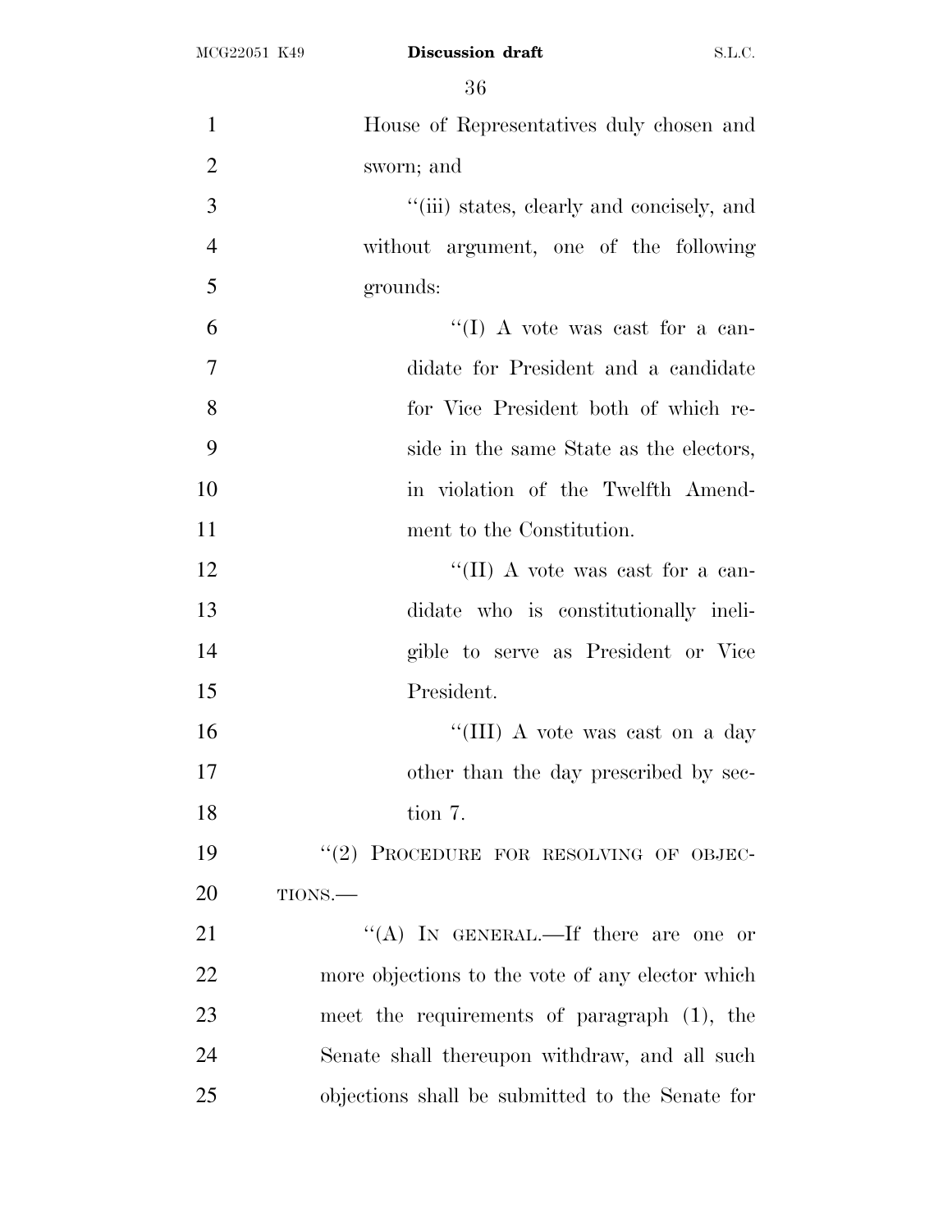House of Representatives duly chosen and sworn; and

''(iii) states, clearly and concisely, and without argument, one of the following grounds:

''(I) A vote was cast for a candidate for President and a candidate for Vice President both of which reside in the same State as the electors, in violation of the Twelfth Amendment to the Constitution.

''(II) A vote was cast for a candidate who is constitutionally ineligible to serve as President or Vice President.

''(III) A vote was cast on a day other than the day prescribed by section 7.

''(2) PROCEDURE FOR RESOLVING OF OBJECTIONS.—

''(A) IN GENERAL.—If there are one or more objections to the vote of any elector which meet the requirements of paragraph (1), the Senate shall thereupon withdraw, and all such objections shall be submitted to the Senate for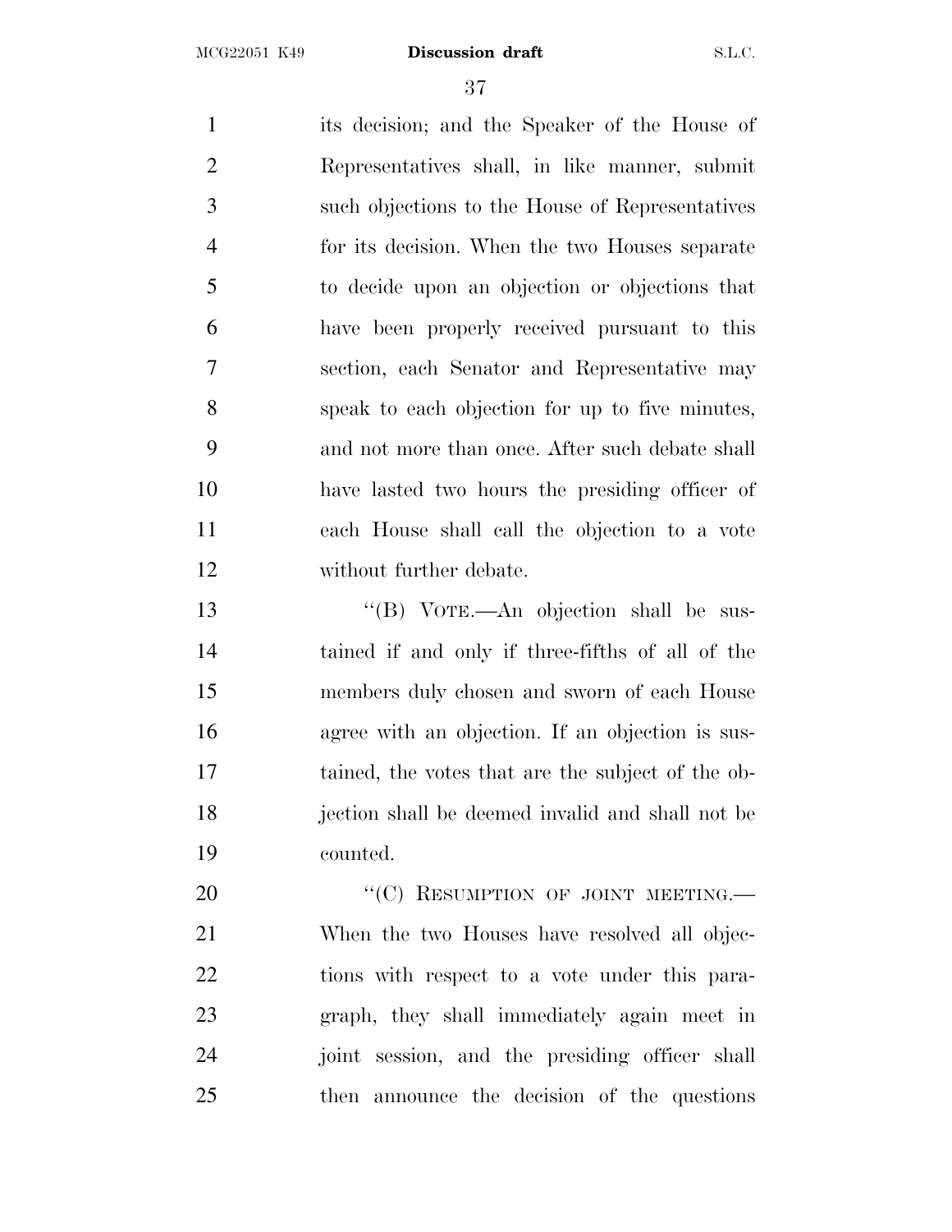its decision; and the Speaker of the House of Representatives shall, in like manner, submit such objections to the House of Representatives for its decision. When the two Houses separate to decide upon an objection or objections that have been properly received pursuant to this section, each Senator and Representative may speak to each objection for up to five minutes, and not more than once. After such debate shall have lasted two hours the presiding officer of each House shall call the objection to a vote without further debate.

"(B) VOTE.—An objection shall be sustained if and only if three-fifths of all of the members duly chosen and sworn of each House agree with an objection. If an objection is sustained, the votes that are the subject of the objection shall be deemed invalid and shall not be counted.

"(C) RESUMPTION OF JOINT MEETING.—When the two Houses have resolved all objections with respect to a vote under this paragraph, they shall immediately again meet in joint session, and the presiding officer shall then announce the decision of the questions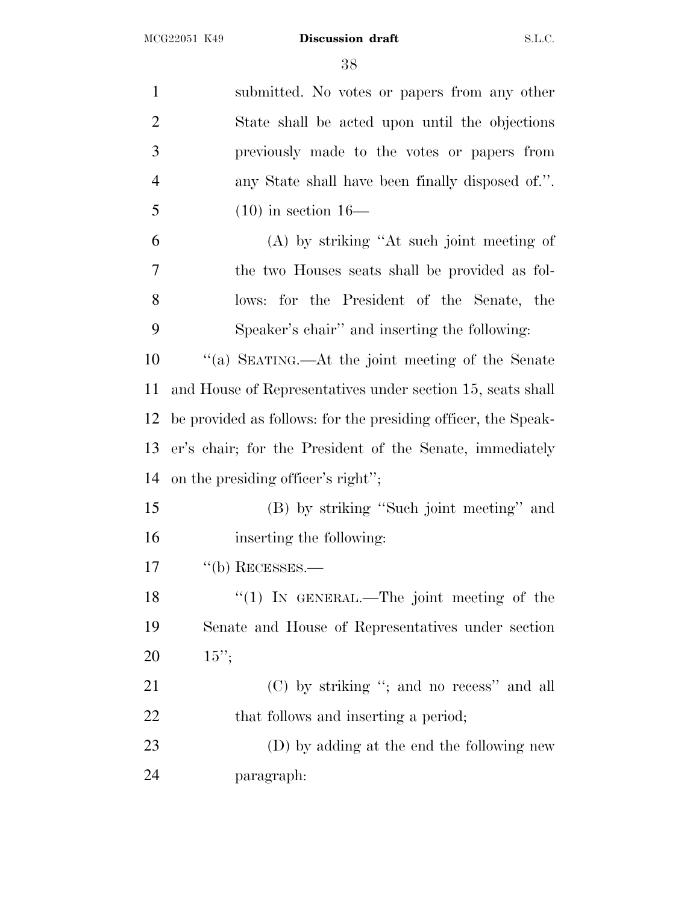submitted. No votes or papers from any other State shall be acted upon until the objections previously made to the votes or papers from any State shall have been finally disposed of.''.

(10) in section 16—

(A) by striking ''At such joint meeting of the two Houses seats shall be provided as follows: for the President of the Senate, the Speaker's chair'' and inserting the following:

''(a) SEATING.—At the joint meeting of the Senate and House of Representatives under section 15, seats shall be provided as follows: for the presiding officer, the Speaker's chair; for the President of the Senate, immediately on the presiding officer's right'';

(B) by striking ''Such joint meeting'' and inserting the following:

''(b) RECESSES.—

''(1) IN GENERAL.—The joint meeting of the Senate and House of Representatives under section 15'';

(C) by striking ''; and no recess'' and all that follows and inserting a period;

(D) by adding at the end the following new paragraph: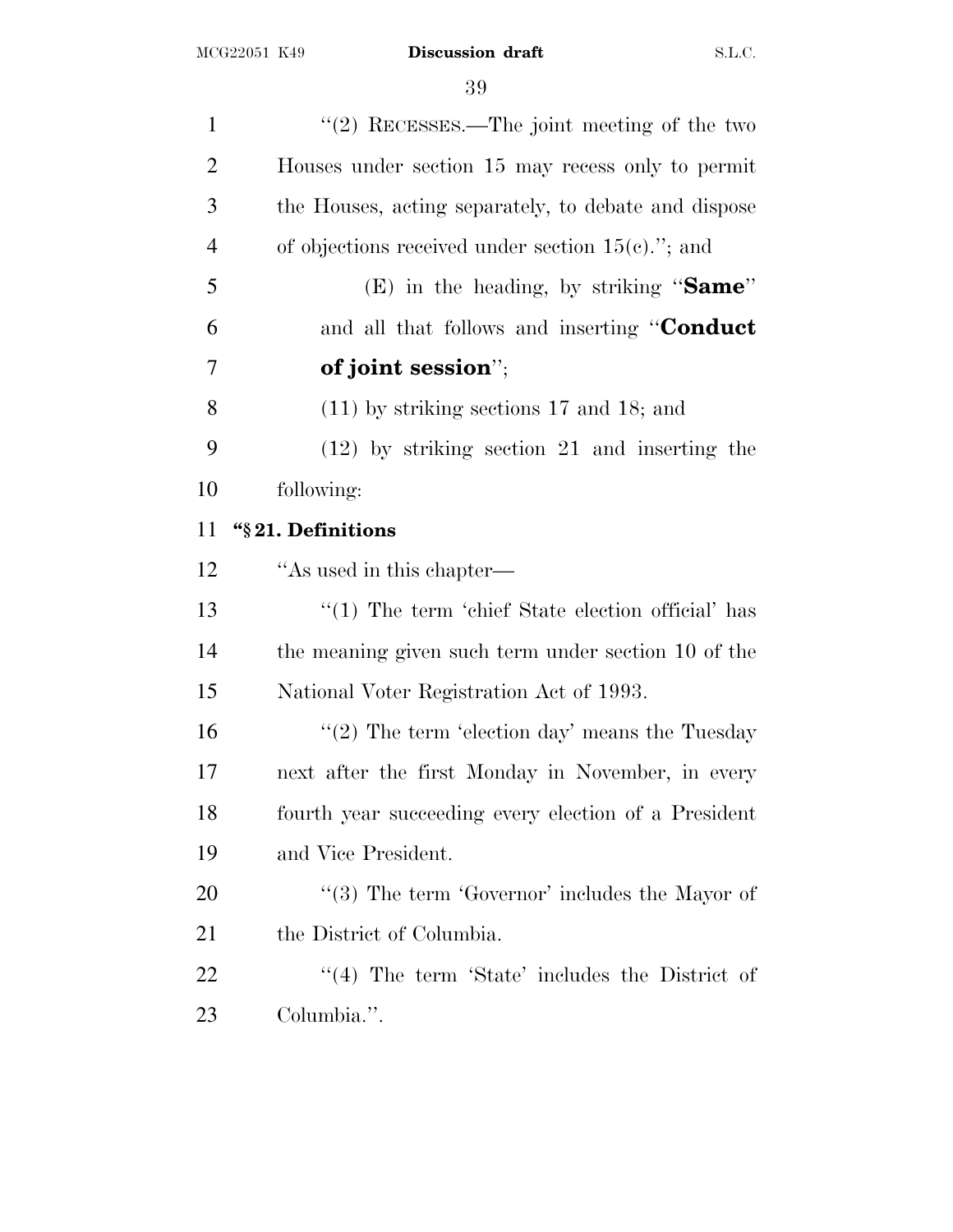''(2) RECESSES.—The joint meeting of the two Houses under section 15 may recess only to permit the Houses, acting separately, to debate and dispose of objections received under section 15(c).''; and

(E) in the heading, by striking ''**Same**'' and all that follows and inserting ''**Conduct of joint session**'';

(11) by striking sections 17 and 18; and

(12) by striking section 21 and inserting the following:

**''§ 21. Definitions**

''As used in this chapter—

''(1) The term 'chief State election official' has the meaning given such term under section 10 of the National Voter Registration Act of 1993.

''(2) The term 'election day' means the Tuesday next after the first Monday in November, in every fourth year succeeding every election of a President and Vice President.

''(3) The term 'Governor' includes the Mayor of the District of Columbia.

''(4) The term 'State' includes the District of Columbia.''.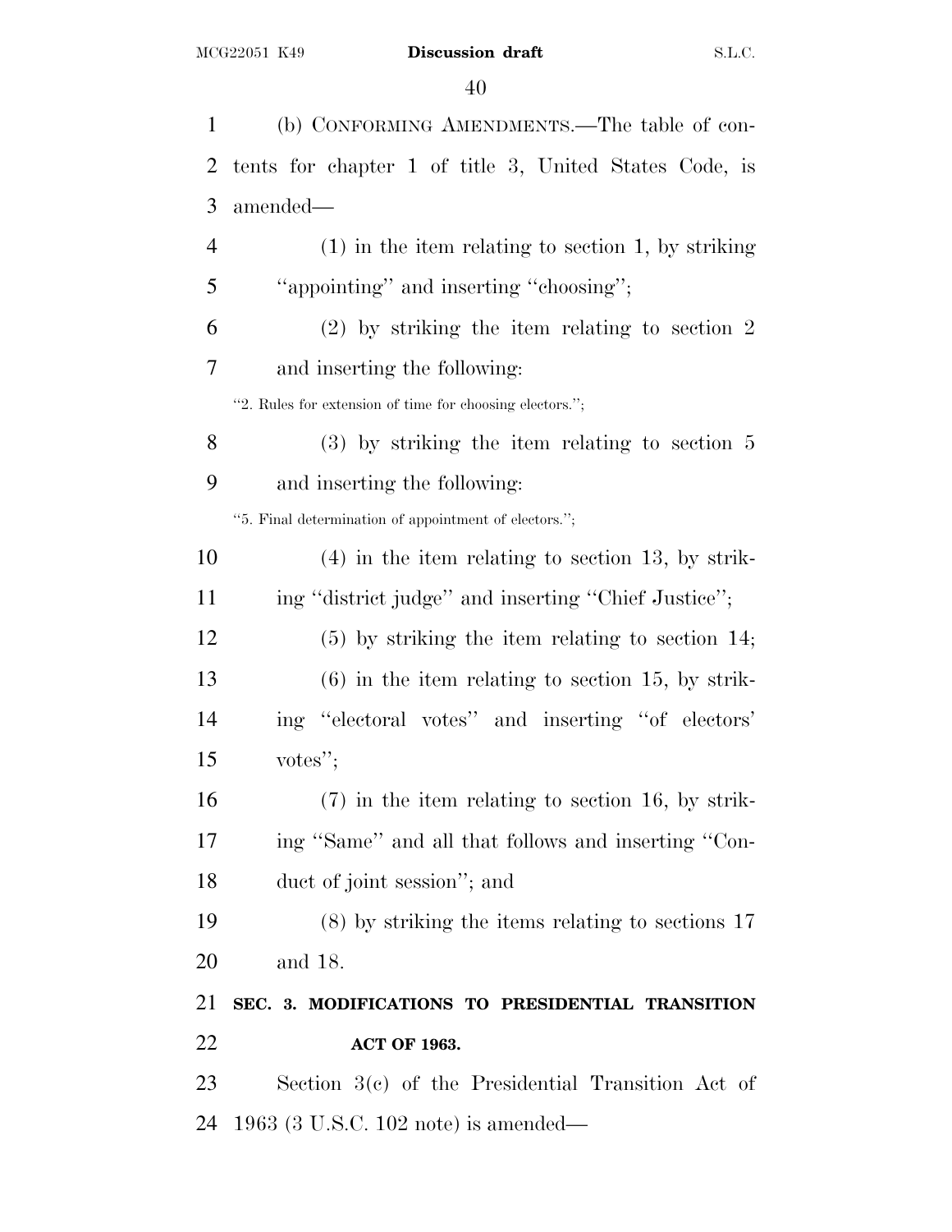(b) CONFORMING AMENDMENTS.—The table of contents for chapter 1 of title 3, United States Code, is amended—

(1) in the item relating to section 1, by striking ''appointing'' and inserting ''choosing'';

(2) by striking the item relating to section 2 and inserting the following:

''2. Rules for extension of time for choosing electors.'';

(3) by striking the item relating to section 5 and inserting the following:

''5. Final determination of appointment of electors.'';

(4) in the item relating to section 13, by striking ''district judge'' and inserting ''Chief Justice'';

(5) by striking the item relating to section 14;

(6) in the item relating to section 15, by striking ''electoral votes'' and inserting ''of electors' votes'';

(7) in the item relating to section 16, by striking ''Same'' and all that follows and inserting ''Conduct of joint session''; and

(8) by striking the items relating to sections 17 and 18.

**SEC. 3. MODIFICATIONS TO PRESIDENTIAL TRANSITION ACT OF 1963.**

Section 3(c) of the Presidential Transition Act of 1963 (3 U.S.C. 102 note) is amended—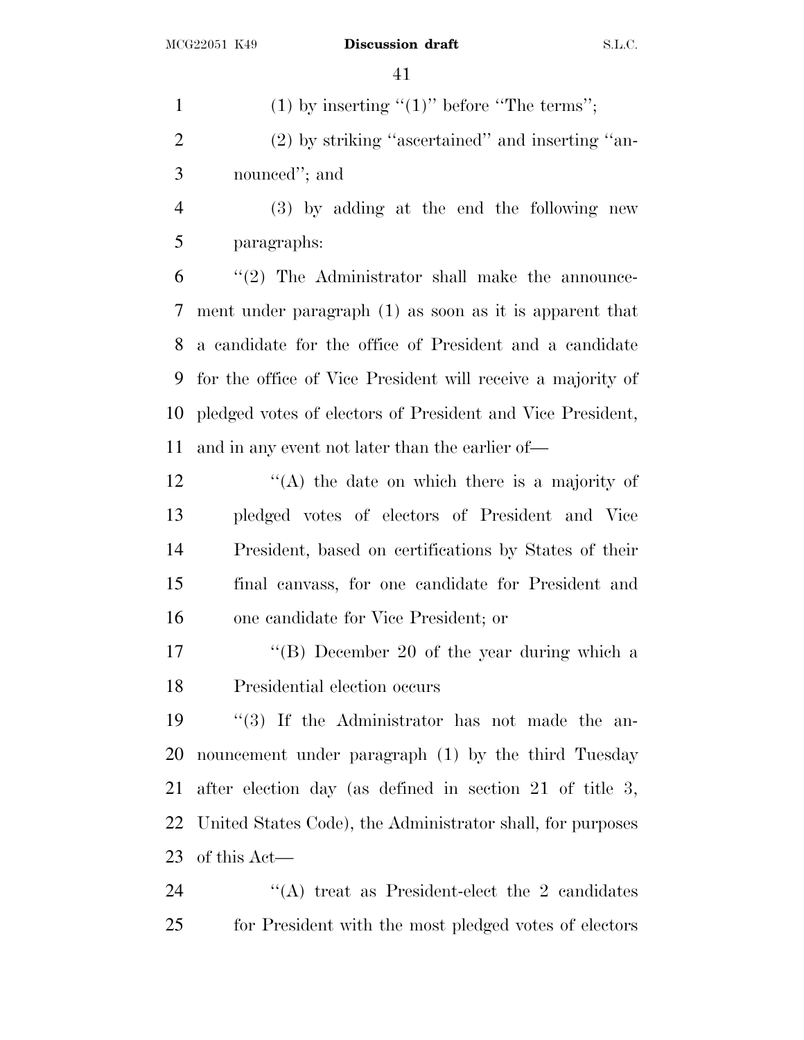(1) by inserting ''(1)'' before ''The terms'';

(2) by striking ''ascertained'' and inserting ''announced''; and

(3) by adding at the end the following new paragraphs:

''(2) The Administrator shall make the announcement under paragraph (1) as soon as it is apparent that a candidate for the office of President and a candidate for the office of Vice President will receive a majority of pledged votes of electors of President and Vice President, and in any event not later than the earlier of—

''(A) the date on which there is a majority of pledged votes of electors of President and Vice President, based on certifications by States of their final canvass, for one candidate for President and one candidate for Vice President; or

''(B) December 20 of the year during which a Presidential election occurs

''(3) If the Administrator has not made the announcement under paragraph (1) by the third Tuesday after election day (as defined in section 21 of title 3, United States Code), the Administrator shall, for purposes of this Act—

''(A) treat as President-elect the 2 candidates for President with the most pledged votes of electors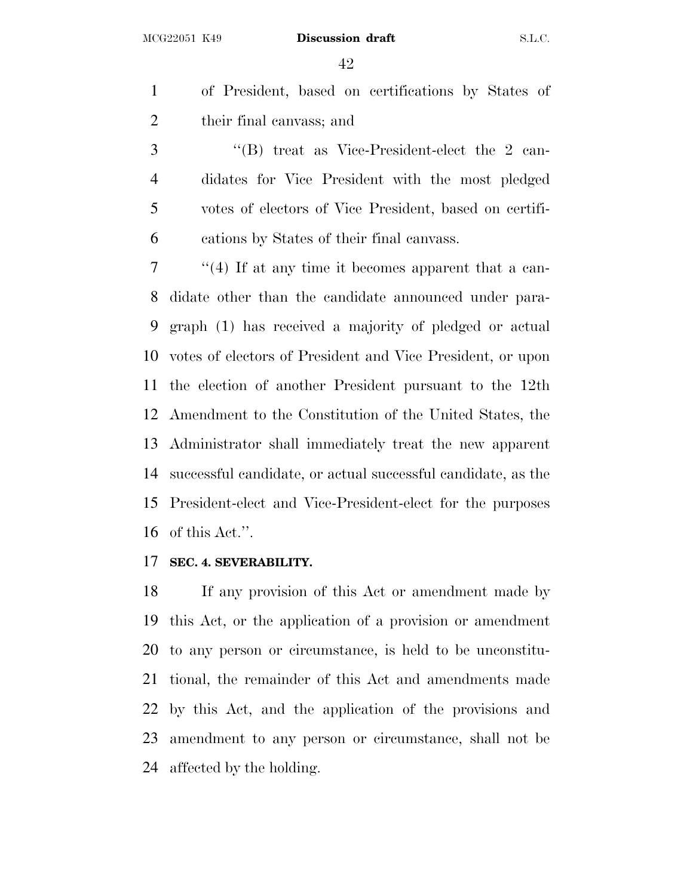of President, based on certifications by States of their final canvass; and

"(B) treat as Vice-President-elect the 2 candidates for Vice President with the most pledged votes of electors of Vice President, based on certifications by States of their final canvass.

"(4) If at any time it becomes apparent that a candidate other than the candidate announced under paragraph (1) has received a majority of pledged or actual votes of electors of President and Vice President, or upon the election of another President pursuant to the 12th Amendment to the Constitution of the United States, the Administrator shall immediately treat the new apparent successful candidate, or actual successful candidate, as the President-elect and Vice-President-elect for the purposes of this Act.".

**SEC. 4. SEVERABILITY.**

If any provision of this Act or amendment made by this Act, or the application of a provision or amendment to any person or circumstance, is held to be unconstitutional, the remainder of this Act and amendments made by this Act, and the application of the provisions and amendment to any person or circumstance, shall not be affected by the holding.